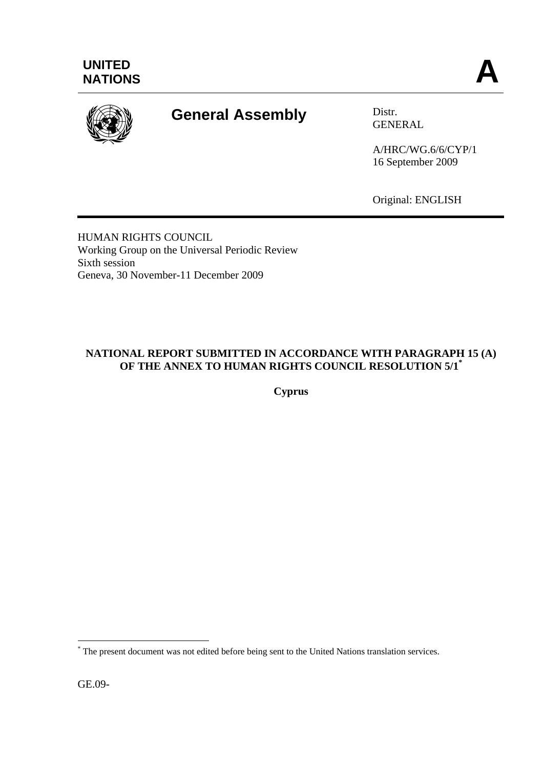UNITED NATIONS

**A**

# General Assembly

Distr.
GENERAL

A/HRC/WG.6/6/CYP/1
16 September 2009

Original: ENGLISH

HUMAN RIGHTS COUNCIL
Working Group on the Universal Periodic Review
Sixth session
Geneva, 30 November-11 December 2009

**NATIONAL REPORT SUBMITTED IN ACCORDANCE WITH PARAGRAPH 15 (A) OF THE ANNEX TO HUMAN RIGHTS COUNCIL RESOLUTION 5/1***

**Cyprus**

* The present document was not edited before being sent to the United Nations translation services.

GE.09-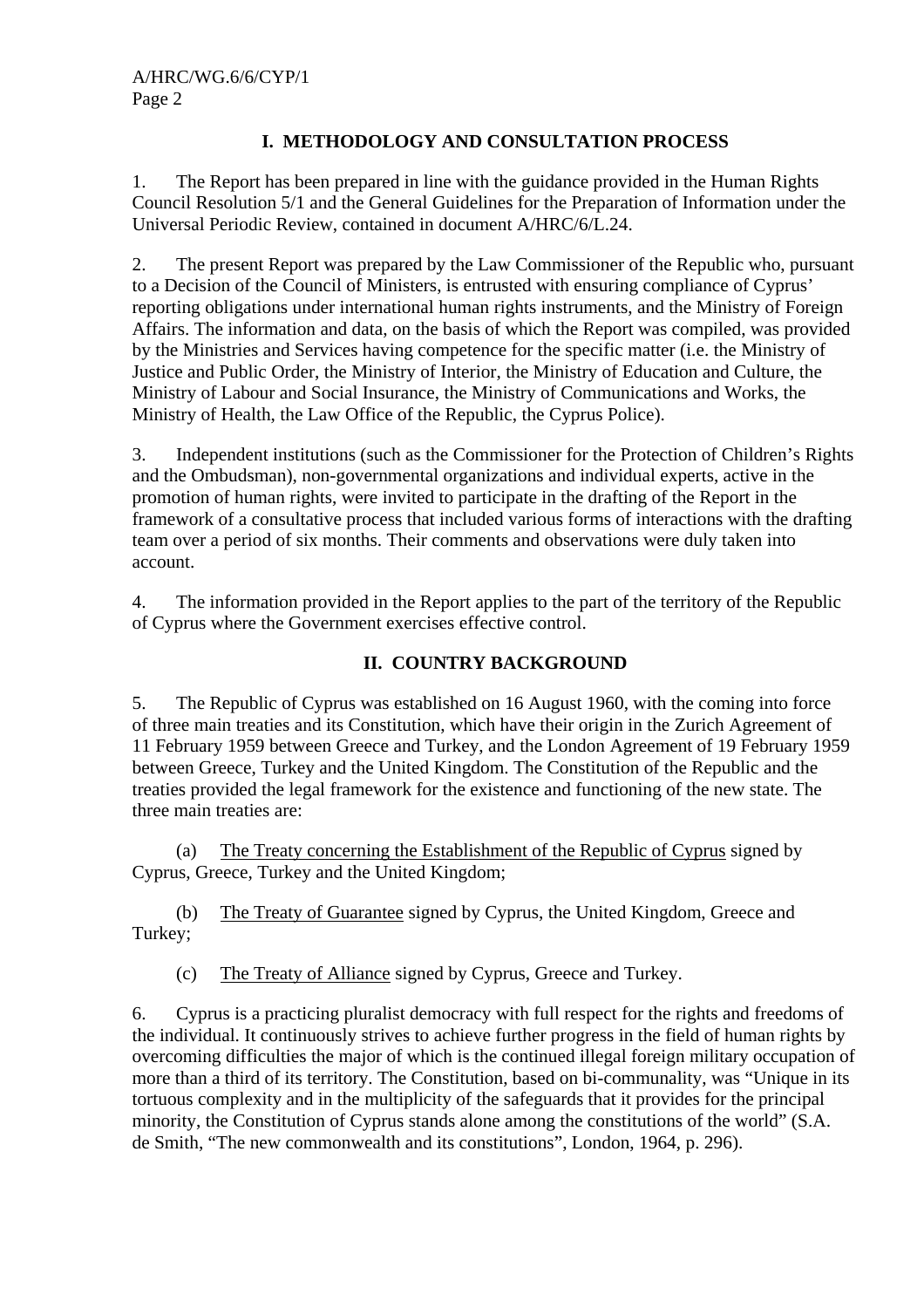## I. METHODOLOGY AND CONSULTATION PROCESS

1. The Report has been prepared in line with the guidance provided in the Human Rights Council Resolution 5/1 and the General Guidelines for the Preparation of Information under the Universal Periodic Review, contained in document A/HRC/6/L.24.

2. The present Report was prepared by the Law Commissioner of the Republic who, pursuant to a Decision of the Council of Ministers, is entrusted with ensuring compliance of Cyprus' reporting obligations under international human rights instruments, and the Ministry of Foreign Affairs. The information and data, on the basis of which the Report was compiled, was provided by the Ministries and Services having competence for the specific matter (i.e. the Ministry of Justice and Public Order, the Ministry of Interior, the Ministry of Education and Culture, the Ministry of Labour and Social Insurance, the Ministry of Communications and Works, the Ministry of Health, the Law Office of the Republic, the Cyprus Police).

3. Independent institutions (such as the Commissioner for the Protection of Children's Rights and the Ombudsman), non-governmental organizations and individual experts, active in the promotion of human rights, were invited to participate in the drafting of the Report in the framework of a consultative process that included various forms of interactions with the drafting team over a period of six months. Their comments and observations were duly taken into account.

4. The information provided in the Report applies to the part of the territory of the Republic of Cyprus where the Government exercises effective control.

## II. COUNTRY BACKGROUND

5. The Republic of Cyprus was established on 16 August 1960, with the coming into force of three main treaties and its Constitution, which have their origin in the Zurich Agreement of 11 February 1959 between Greece and Turkey, and the London Agreement of 19 February 1959 between Greece, Turkey and the United Kingdom. The Constitution of the Republic and the treaties provided the legal framework for the existence and functioning of the new state. The three main treaties are:

(a) The Treaty concerning the Establishment of the Republic of Cyprus signed by Cyprus, Greece, Turkey and the United Kingdom;

(b) The Treaty of Guarantee signed by Cyprus, the United Kingdom, Greece and Turkey;

(c) The Treaty of Alliance signed by Cyprus, Greece and Turkey.

6. Cyprus is a practicing pluralist democracy with full respect for the rights and freedoms of the individual. It continuously strives to achieve further progress in the field of human rights by overcoming difficulties the major of which is the continued illegal foreign military occupation of more than a third of its territory. The Constitution, based on bi-communality, was "Unique in its tortuous complexity and in the multiplicity of the safeguards that it provides for the principal minority, the Constitution of Cyprus stands alone among the constitutions of the world" (S.A. de Smith, "The new commonwealth and its constitutions", London, 1964, p. 296).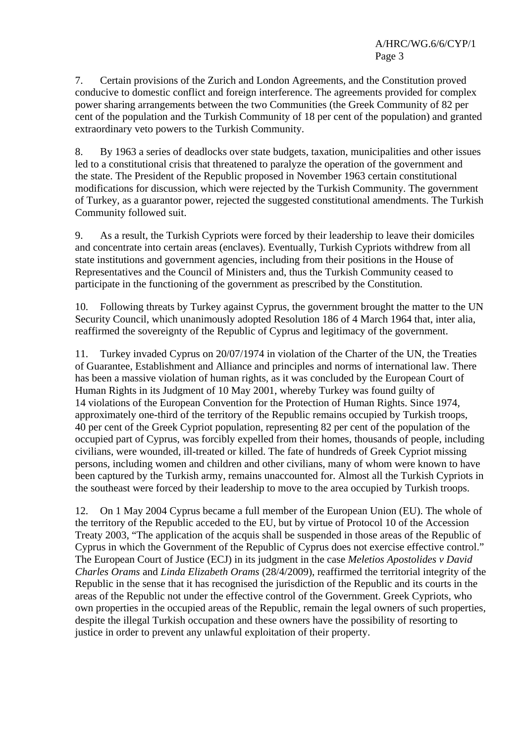7. Certain provisions of the Zurich and London Agreements, and the Constitution proved conducive to domestic conflict and foreign interference. The agreements provided for complex power sharing arrangements between the two Communities (the Greek Community of 82 per cent of the population and the Turkish Community of 18 per cent of the population) and granted extraordinary veto powers to the Turkish Community.

8. By 1963 a series of deadlocks over state budgets, taxation, municipalities and other issues led to a constitutional crisis that threatened to paralyze the operation of the government and the state. The President of the Republic proposed in November 1963 certain constitutional modifications for discussion, which were rejected by the Turkish Community. The government of Turkey, as a guarantor power, rejected the suggested constitutional amendments. The Turkish Community followed suit.

9. As a result, the Turkish Cypriots were forced by their leadership to leave their domiciles and concentrate into certain areas (enclaves). Eventually, Turkish Cypriots withdrew from all state institutions and government agencies, including from their positions in the House of Representatives and the Council of Ministers and, thus the Turkish Community ceased to participate in the functioning of the government as prescribed by the Constitution.

10. Following threats by Turkey against Cyprus, the government brought the matter to the UN Security Council, which unanimously adopted Resolution 186 of 4 March 1964 that, inter alia, reaffirmed the sovereignty of the Republic of Cyprus and legitimacy of the government.

11. Turkey invaded Cyprus on 20/07/1974 in violation of the Charter of the UN, the Treaties of Guarantee, Establishment and Alliance and principles and norms of international law. There has been a massive violation of human rights, as it was concluded by the European Court of Human Rights in its Judgment of 10 May 2001, whereby Turkey was found guilty of 14 violations of the European Convention for the Protection of Human Rights. Since 1974, approximately one-third of the territory of the Republic remains occupied by Turkish troops, 40 per cent of the Greek Cypriot population, representing 82 per cent of the population of the occupied part of Cyprus, was forcibly expelled from their homes, thousands of people, including civilians, were wounded, ill-treated or killed. The fate of hundreds of Greek Cypriot missing persons, including women and children and other civilians, many of whom were known to have been captured by the Turkish army, remains unaccounted for. Almost all the Turkish Cypriots in the southeast were forced by their leadership to move to the area occupied by Turkish troops.

12. On 1 May 2004 Cyprus became a full member of the European Union (EU). The whole of the territory of the Republic acceded to the EU, but by virtue of Protocol 10 of the Accession Treaty 2003, "The application of the acquis shall be suspended in those areas of the Republic of Cyprus in which the Government of the Republic of Cyprus does not exercise effective control." The European Court of Justice (ECJ) in its judgment in the case *Meletios Apostolides v David Charles Orams* and *Linda Elizabeth Orams* (28/4/2009), reaffirmed the territorial integrity of the Republic in the sense that it has recognised the jurisdiction of the Republic and its courts in the areas of the Republic not under the effective control of the Government. Greek Cypriots, who own properties in the occupied areas of the Republic, remain the legal owners of such properties, despite the illegal Turkish occupation and these owners have the possibility of resorting to justice in order to prevent any unlawful exploitation of their property.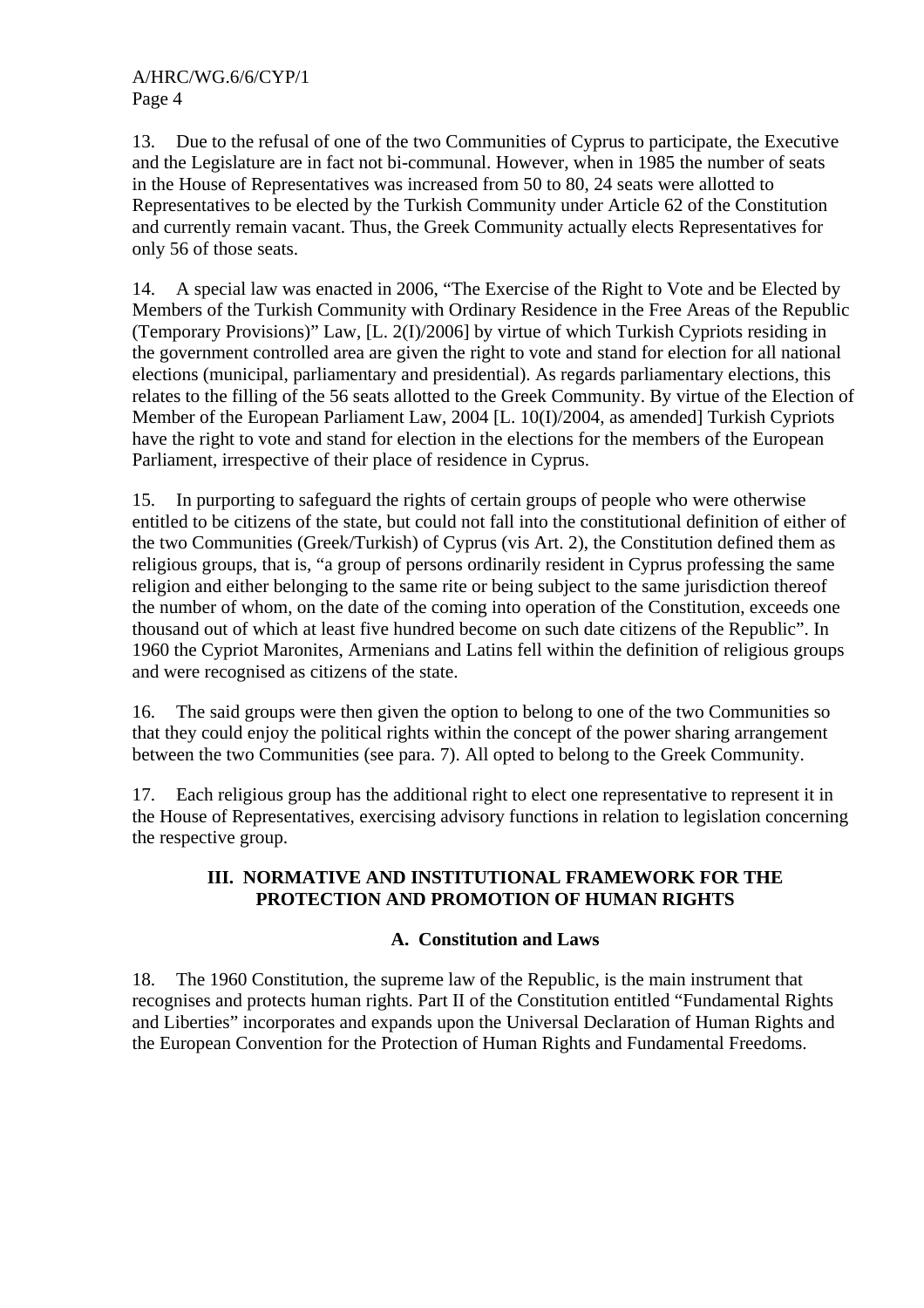13. Due to the refusal of one of the two Communities of Cyprus to participate, the Executive and the Legislature are in fact not bi-communal. However, when in 1985 the number of seats in the House of Representatives was increased from 50 to 80, 24 seats were allotted to Representatives to be elected by the Turkish Community under Article 62 of the Constitution and currently remain vacant. Thus, the Greek Community actually elects Representatives for only 56 of those seats.

14. A special law was enacted in 2006, "The Exercise of the Right to Vote and be Elected by Members of the Turkish Community with Ordinary Residence in the Free Areas of the Republic (Temporary Provisions)" Law, [L. 2(I)/2006] by virtue of which Turkish Cypriots residing in the government controlled area are given the right to vote and stand for election for all national elections (municipal, parliamentary and presidential). As regards parliamentary elections, this relates to the filling of the 56 seats allotted to the Greek Community. By virtue of the Election of Member of the European Parliament Law, 2004 [L. 10(I)/2004, as amended] Turkish Cypriots have the right to vote and stand for election in the elections for the members of the European Parliament, irrespective of their place of residence in Cyprus.

15. In purporting to safeguard the rights of certain groups of people who were otherwise entitled to be citizens of the state, but could not fall into the constitutional definition of either of the two Communities (Greek/Turkish) of Cyprus (vis Art. 2), the Constitution defined them as religious groups, that is, "a group of persons ordinarily resident in Cyprus professing the same religion and either belonging to the same rite or being subject to the same jurisdiction thereof the number of whom, on the date of the coming into operation of the Constitution, exceeds one thousand out of which at least five hundred become on such date citizens of the Republic". In 1960 the Cypriot Maronites, Armenians and Latins fell within the definition of religious groups and were recognised as citizens of the state.

16. The said groups were then given the option to belong to one of the two Communities so that they could enjoy the political rights within the concept of the power sharing arrangement between the two Communities (see para. 7). All opted to belong to the Greek Community.

17. Each religious group has the additional right to elect one representative to represent it in the House of Representatives, exercising advisory functions in relation to legislation concerning the respective group.

## III. NORMATIVE AND INSTITUTIONAL FRAMEWORK FOR THE PROTECTION AND PROMOTION OF HUMAN RIGHTS

### A. Constitution and Laws

18. The 1960 Constitution, the supreme law of the Republic, is the main instrument that recognises and protects human rights. Part II of the Constitution entitled "Fundamental Rights and Liberties" incorporates and expands upon the Universal Declaration of Human Rights and the European Convention for the Protection of Human Rights and Fundamental Freedoms.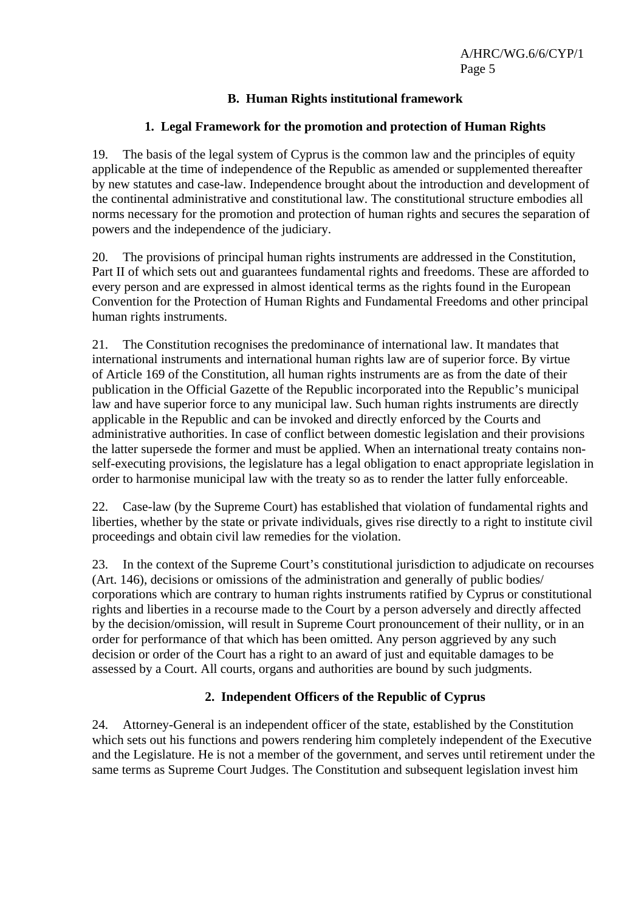## B. Human Rights institutional framework

### 1. Legal Framework for the promotion and protection of Human Rights

19. The basis of the legal system of Cyprus is the common law and the principles of equity applicable at the time of independence of the Republic as amended or supplemented thereafter by new statutes and case-law. Independence brought about the introduction and development of the continental administrative and constitutional law. The constitutional structure embodies all norms necessary for the promotion and protection of human rights and secures the separation of powers and the independence of the judiciary.

20. The provisions of principal human rights instruments are addressed in the Constitution, Part II of which sets out and guarantees fundamental rights and freedoms. These are afforded to every person and are expressed in almost identical terms as the rights found in the European Convention for the Protection of Human Rights and Fundamental Freedoms and other principal human rights instruments.

21. The Constitution recognises the predominance of international law. It mandates that international instruments and international human rights law are of superior force. By virtue of Article 169 of the Constitution, all human rights instruments are as from the date of their publication in the Official Gazette of the Republic incorporated into the Republic's municipal law and have superior force to any municipal law. Such human rights instruments are directly applicable in the Republic and can be invoked and directly enforced by the Courts and administrative authorities. In case of conflict between domestic legislation and their provisions the latter supersede the former and must be applied. When an international treaty contains non-self-executing provisions, the legislature has a legal obligation to enact appropriate legislation in order to harmonise municipal law with the treaty so as to render the latter fully enforceable.

22. Case-law (by the Supreme Court) has established that violation of fundamental rights and liberties, whether by the state or private individuals, gives rise directly to a right to institute civil proceedings and obtain civil law remedies for the violation.

23. In the context of the Supreme Court's constitutional jurisdiction to adjudicate on recourses (Art. 146), decisions or omissions of the administration and generally of public bodies/ corporations which are contrary to human rights instruments ratified by Cyprus or constitutional rights and liberties in a recourse made to the Court by a person adversely and directly affected by the decision/omission, will result in Supreme Court pronouncement of their nullity, or in an order for performance of that which has been omitted. Any person aggrieved by any such decision or order of the Court has a right to an award of just and equitable damages to be assessed by a Court. All courts, organs and authorities are bound by such judgments.

### 2. Independent Officers of the Republic of Cyprus

24. Attorney-General is an independent officer of the state, established by the Constitution which sets out his functions and powers rendering him completely independent of the Executive and the Legislature. He is not a member of the government, and serves until retirement under the same terms as Supreme Court Judges. The Constitution and subsequent legislation invest him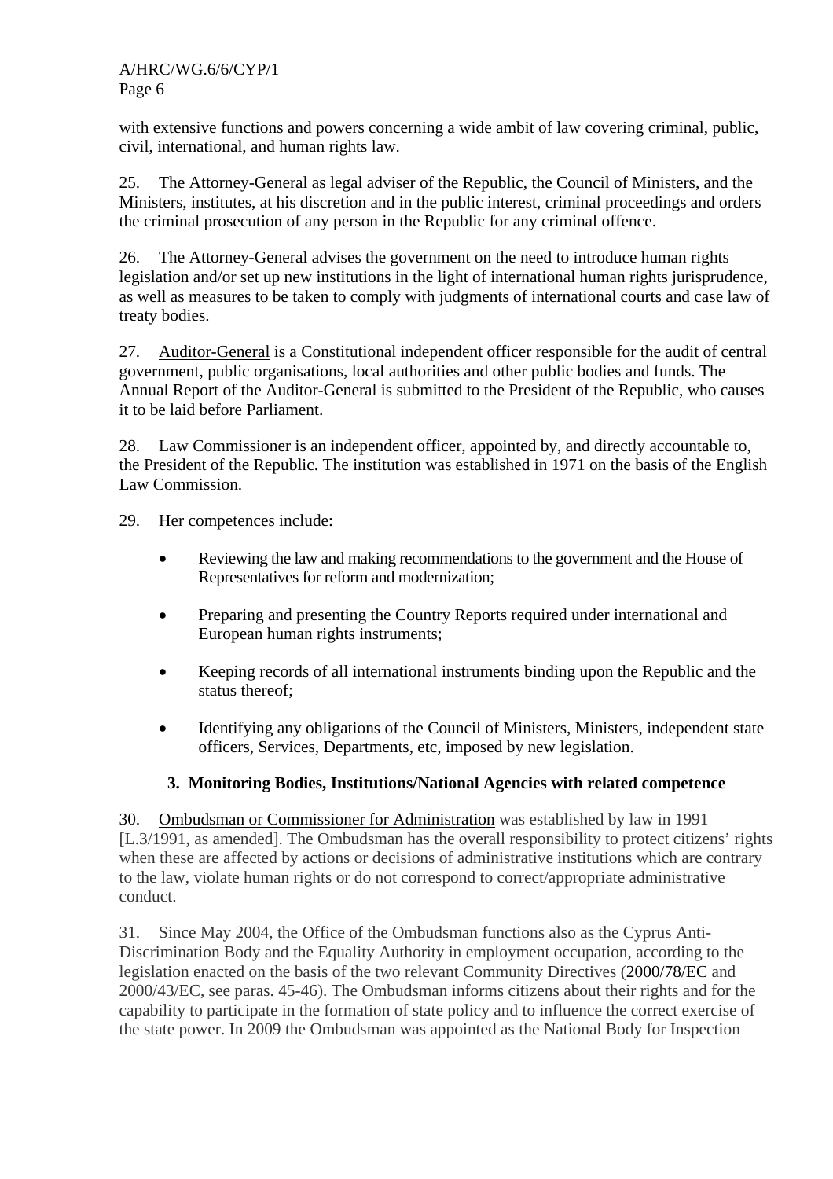with extensive functions and powers concerning a wide ambit of law covering criminal, public, civil, international, and human rights law.

25. The Attorney-General as legal adviser of the Republic, the Council of Ministers, and the Ministers, institutes, at his discretion and in the public interest, criminal proceedings and orders the criminal prosecution of any person in the Republic for any criminal offence.

26. The Attorney-General advises the government on the need to introduce human rights legislation and/or set up new institutions in the light of international human rights jurisprudence, as well as measures to be taken to comply with judgments of international courts and case law of treaty bodies.

27. Auditor-General is a Constitutional independent officer responsible for the audit of central government, public organisations, local authorities and other public bodies and funds. The Annual Report of the Auditor-General is submitted to the President of the Republic, who causes it to be laid before Parliament.

28. Law Commissioner is an independent officer, appointed by, and directly accountable to, the President of the Republic. The institution was established in 1971 on the basis of the English Law Commission.

29. Her competences include:

- Reviewing the law and making recommendations to the government and the House of Representatives for reform and modernization;
- Preparing and presenting the Country Reports required under international and European human rights instruments;
- Keeping records of all international instruments binding upon the Republic and the status thereof;
- Identifying any obligations of the Council of Ministers, Ministers, independent state officers, Services, Departments, etc, imposed by new legislation.

### 3. Monitoring Bodies, Institutions/National Agencies with related competence

30. Ombudsman or Commissioner for Administration was established by law in 1991 [L.3/1991, as amended]. The Ombudsman has the overall responsibility to protect citizens' rights when these are affected by actions or decisions of administrative institutions which are contrary to the law, violate human rights or do not correspond to correct/appropriate administrative conduct.

31. Since May 2004, the Office of the Ombudsman functions also as the Cyprus Anti-Discrimination Body and the Equality Authority in employment occupation, according to the legislation enacted on the basis of the two relevant Community Directives (2000/78/EC and 2000/43/EC, see paras. 45-46). The Ombudsman informs citizens about their rights and for the capability to participate in the formation of state policy and to influence the correct exercise of the state power. In 2009 the Ombudsman was appointed as the National Body for Inspection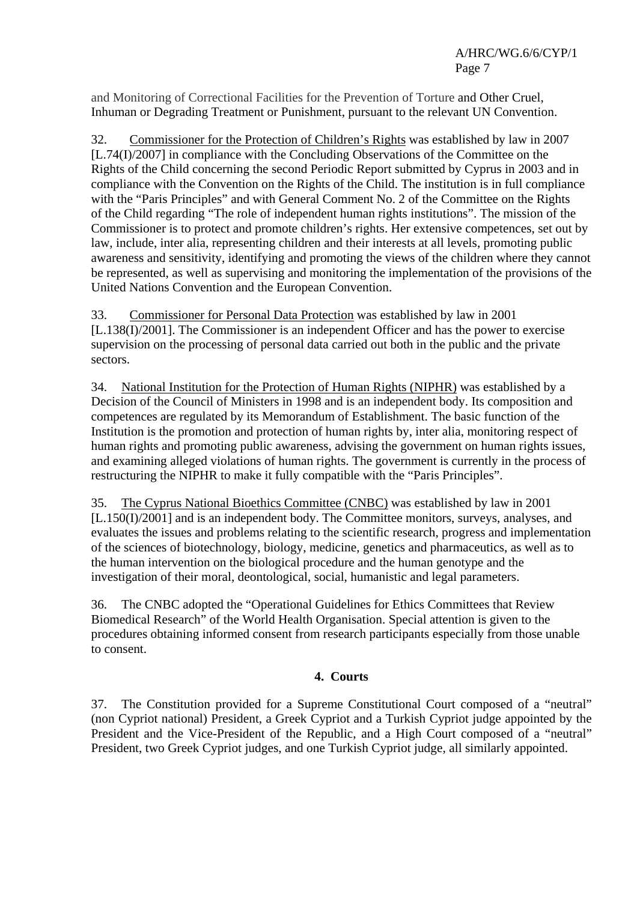and Monitoring of Correctional Facilities for the Prevention of Torture and Other Cruel, Inhuman or Degrading Treatment or Punishment, pursuant to the relevant UN Convention.

32. Commissioner for the Protection of Children's Rights was established by law in 2007 [L.74(I)/2007] in compliance with the Concluding Observations of the Committee on the Rights of the Child concerning the second Periodic Report submitted by Cyprus in 2003 and in compliance with the Convention on the Rights of the Child. The institution is in full compliance with the "Paris Principles" and with General Comment No. 2 of the Committee on the Rights of the Child regarding "The role of independent human rights institutions". The mission of the Commissioner is to protect and promote children's rights. Her extensive competences, set out by law, include, inter alia, representing children and their interests at all levels, promoting public awareness and sensitivity, identifying and promoting the views of the children where they cannot be represented, as well as supervising and monitoring the implementation of the provisions of the United Nations Convention and the European Convention.

33. Commissioner for Personal Data Protection was established by law in 2001 [L.138(I)/2001]. The Commissioner is an independent Officer and has the power to exercise supervision on the processing of personal data carried out both in the public and the private sectors.

34. National Institution for the Protection of Human Rights (NIPHR) was established by a Decision of the Council of Ministers in 1998 and is an independent body. Its composition and competences are regulated by its Memorandum of Establishment. The basic function of the Institution is the promotion and protection of human rights by, inter alia, monitoring respect of human rights and promoting public awareness, advising the government on human rights issues, and examining alleged violations of human rights. The government is currently in the process of restructuring the NIPHR to make it fully compatible with the "Paris Principles".

35. The Cyprus National Bioethics Committee (CNBC) was established by law in 2001 [L.150(I)/2001] and is an independent body. The Committee monitors, surveys, analyses, and evaluates the issues and problems relating to the scientific research, progress and implementation of the sciences of biotechnology, biology, medicine, genetics and pharmaceutics, as well as to the human intervention on the biological procedure and the human genotype and the investigation of their moral, deontological, social, humanistic and legal parameters.

36. The CNBC adopted the "Operational Guidelines for Ethics Committees that Review Biomedical Research" of the World Health Organisation. Special attention is given to the procedures obtaining informed consent from research participants especially from those unable to consent.

### 4. Courts

37. The Constitution provided for a Supreme Constitutional Court composed of a "neutral" (non Cypriot national) President, a Greek Cypriot and a Turkish Cypriot judge appointed by the President and the Vice-President of the Republic, and a High Court composed of a "neutral" President, two Greek Cypriot judges, and one Turkish Cypriot judge, all similarly appointed.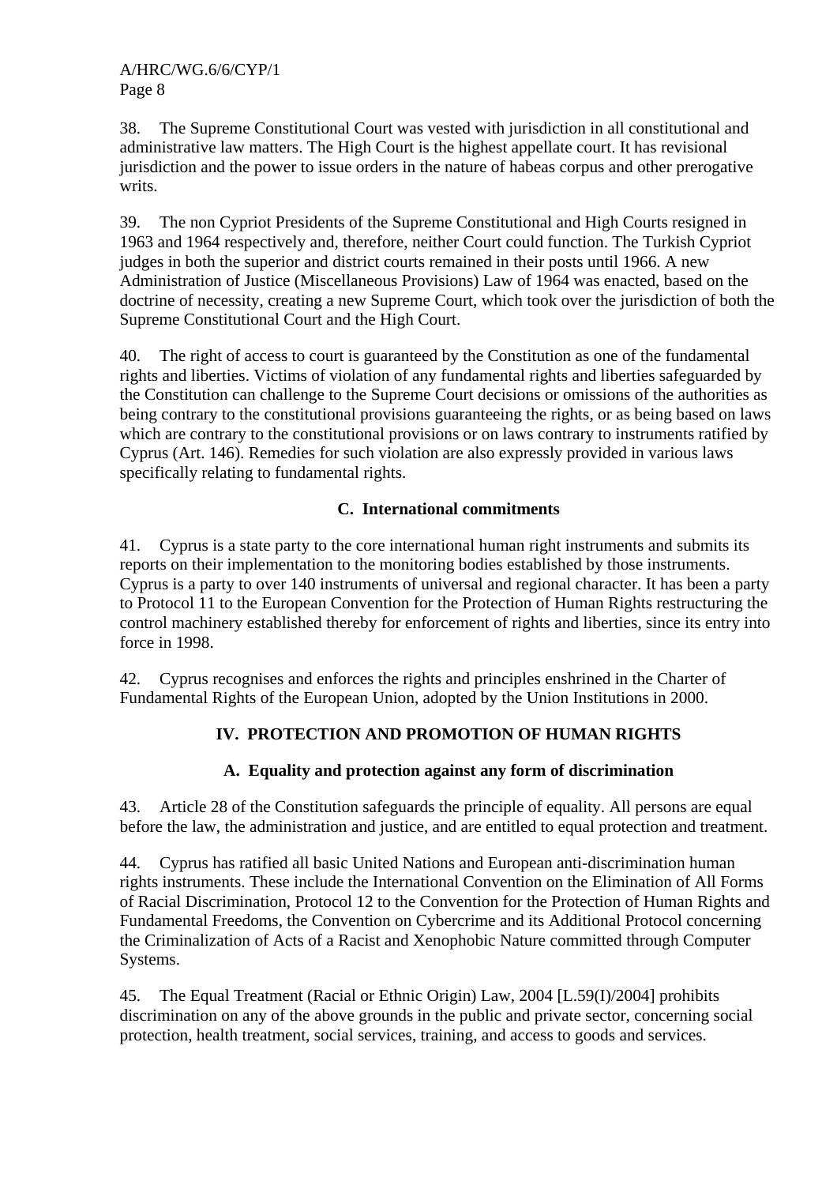38. The Supreme Constitutional Court was vested with jurisdiction in all constitutional and administrative law matters. The High Court is the highest appellate court. It has revisional jurisdiction and the power to issue orders in the nature of habeas corpus and other prerogative writs.

39. The non Cypriot Presidents of the Supreme Constitutional and High Courts resigned in 1963 and 1964 respectively and, therefore, neither Court could function. The Turkish Cypriot judges in both the superior and district courts remained in their posts until 1966. A new Administration of Justice (Miscellaneous Provisions) Law of 1964 was enacted, based on the doctrine of necessity, creating a new Supreme Court, which took over the jurisdiction of both the Supreme Constitutional Court and the High Court.

40. The right of access to court is guaranteed by the Constitution as one of the fundamental rights and liberties. Victims of violation of any fundamental rights and liberties safeguarded by the Constitution can challenge to the Supreme Court decisions or omissions of the authorities as being contrary to the constitutional provisions guaranteeing the rights, or as being based on laws which are contrary to the constitutional provisions or on laws contrary to instruments ratified by Cyprus (Art. 146). Remedies for such violation are also expressly provided in various laws specifically relating to fundamental rights.

### C. International commitments

41. Cyprus is a state party to the core international human right instruments and submits its reports on their implementation to the monitoring bodies established by those instruments. Cyprus is a party to over 140 instruments of universal and regional character. It has been a party to Protocol 11 to the European Convention for the Protection of Human Rights restructuring the control machinery established thereby for enforcement of rights and liberties, since its entry into force in 1998.

42. Cyprus recognises and enforces the rights and principles enshrined in the Charter of Fundamental Rights of the European Union, adopted by the Union Institutions in 2000.

## IV. PROTECTION AND PROMOTION OF HUMAN RIGHTS

### A. Equality and protection against any form of discrimination

43. Article 28 of the Constitution safeguards the principle of equality. All persons are equal before the law, the administration and justice, and are entitled to equal protection and treatment.

44. Cyprus has ratified all basic United Nations and European anti-discrimination human rights instruments. These include the International Convention on the Elimination of All Forms of Racial Discrimination, Protocol 12 to the Convention for the Protection of Human Rights and Fundamental Freedoms, the Convention on Cybercrime and its Additional Protocol concerning the Criminalization of Acts of a Racist and Xenophobic Nature committed through Computer Systems.

45. The Equal Treatment (Racial or Ethnic Origin) Law, 2004 [L.59(I)/2004] prohibits discrimination on any of the above grounds in the public and private sector, concerning social protection, health treatment, social services, training, and access to goods and services.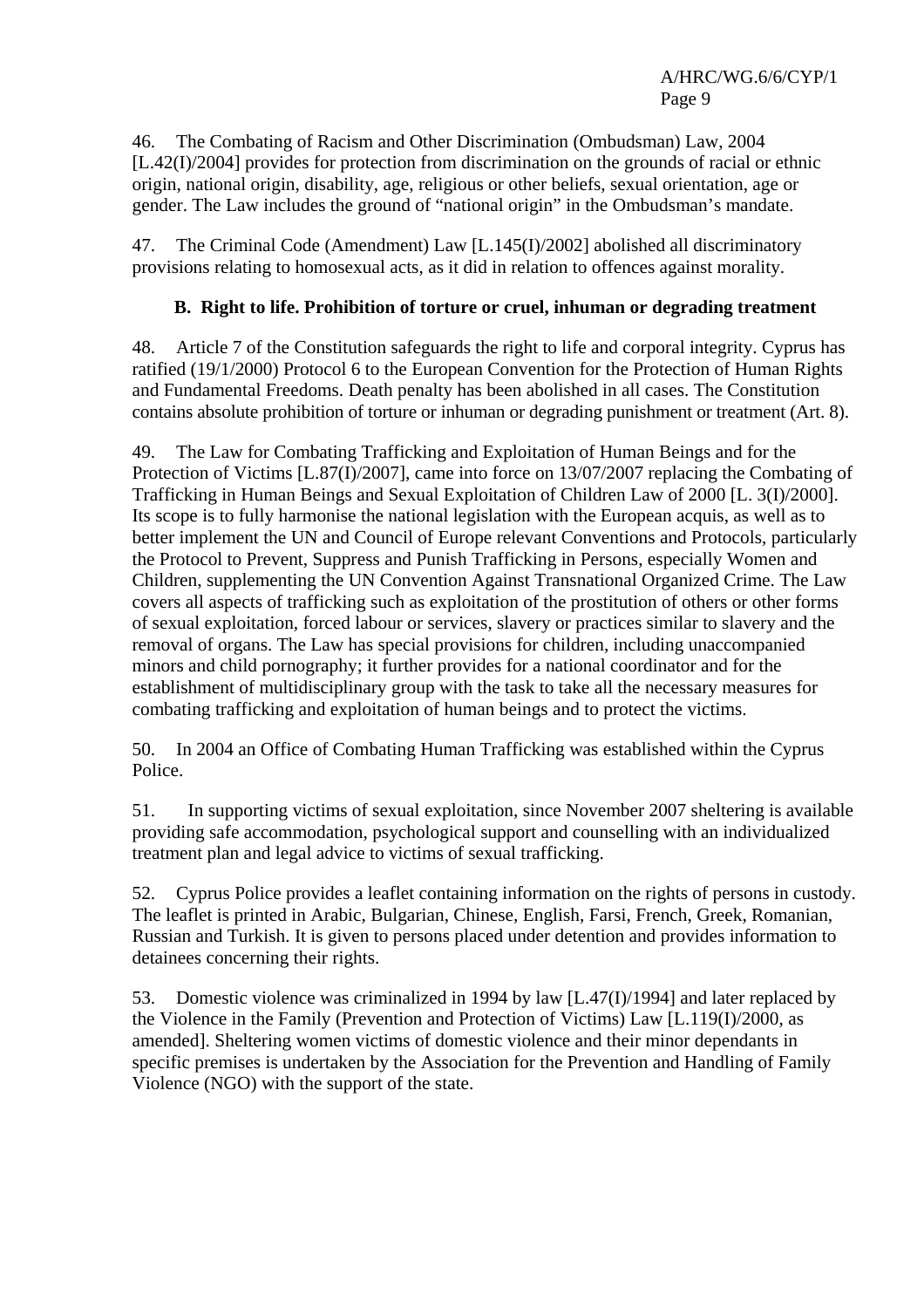46. The Combating of Racism and Other Discrimination (Ombudsman) Law, 2004 [L.42(I)/2004] provides for protection from discrimination on the grounds of racial or ethnic origin, national origin, disability, age, religious or other beliefs, sexual orientation, age or gender. The Law includes the ground of "national origin" in the Ombudsman's mandate.

47. The Criminal Code (Amendment) Law [L.145(I)/2002] abolished all discriminatory provisions relating to homosexual acts, as it did in relation to offences against morality.

### B. Right to life. Prohibition of torture or cruel, inhuman or degrading treatment

48. Article 7 of the Constitution safeguards the right to life and corporal integrity. Cyprus has ratified (19/1/2000) Protocol 6 to the European Convention for the Protection of Human Rights and Fundamental Freedoms. Death penalty has been abolished in all cases. The Constitution contains absolute prohibition of torture or inhuman or degrading punishment or treatment (Art. 8).

49. The Law for Combating Trafficking and Exploitation of Human Beings and for the Protection of Victims [L.87(I)/2007], came into force on 13/07/2007 replacing the Combating of Trafficking in Human Beings and Sexual Exploitation of Children Law of 2000 [L. 3(I)/2000]. Its scope is to fully harmonise the national legislation with the European acquis, as well as to better implement the UN and Council of Europe relevant Conventions and Protocols, particularly the Protocol to Prevent, Suppress and Punish Trafficking in Persons, especially Women and Children, supplementing the UN Convention Against Transnational Organized Crime. The Law covers all aspects of trafficking such as exploitation of the prostitution of others or other forms of sexual exploitation, forced labour or services, slavery or practices similar to slavery and the removal of organs. The Law has special provisions for children, including unaccompanied minors and child pornography; it further provides for a national coordinator and for the establishment of multidisciplinary group with the task to take all the necessary measures for combating trafficking and exploitation of human beings and to protect the victims.

50. In 2004 an Office of Combating Human Trafficking was established within the Cyprus Police.

51. In supporting victims of sexual exploitation, since November 2007 sheltering is available providing safe accommodation, psychological support and counselling with an individualized treatment plan and legal advice to victims of sexual trafficking.

52. Cyprus Police provides a leaflet containing information on the rights of persons in custody. The leaflet is printed in Arabic, Bulgarian, Chinese, English, Farsi, French, Greek, Romanian, Russian and Turkish. It is given to persons placed under detention and provides information to detainees concerning their rights.

53. Domestic violence was criminalized in 1994 by law [L.47(I)/1994] and later replaced by the Violence in the Family (Prevention and Protection of Victims) Law [L.119(I)/2000, as amended]. Sheltering women victims of domestic violence and their minor dependants in specific premises is undertaken by the Association for the Prevention and Handling of Family Violence (NGO) with the support of the state.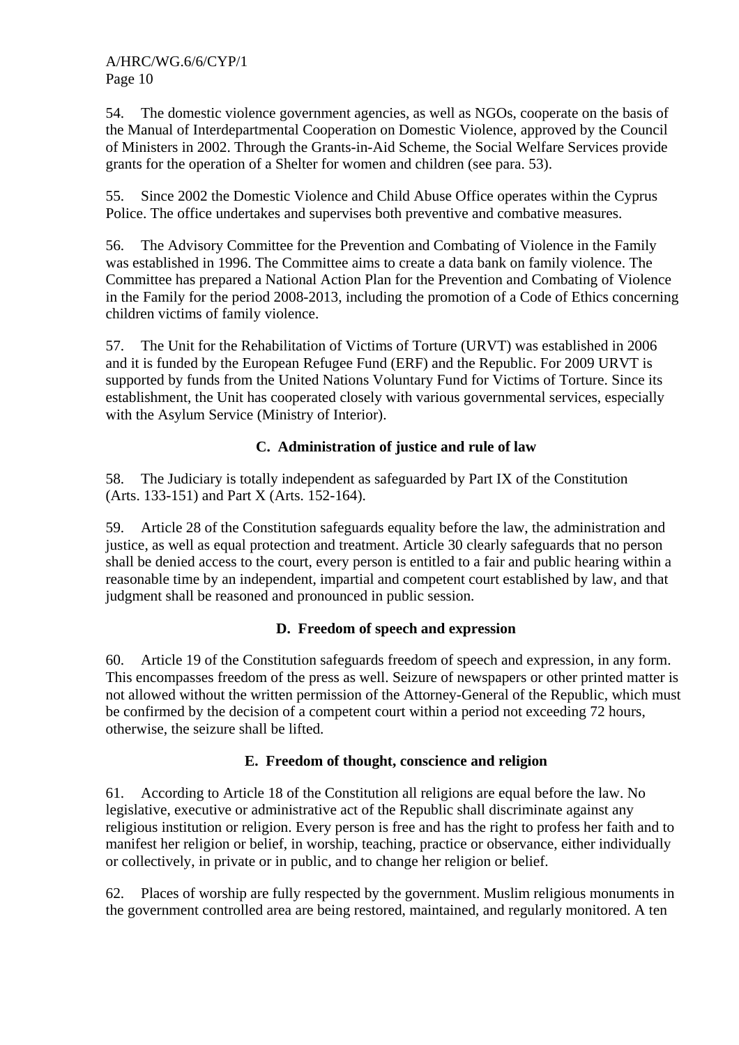54. The domestic violence government agencies, as well as NGOs, cooperate on the basis of the Manual of Interdepartmental Cooperation on Domestic Violence, approved by the Council of Ministers in 2002. Through the Grants-in-Aid Scheme, the Social Welfare Services provide grants for the operation of a Shelter for women and children (see para. 53).

55. Since 2002 the Domestic Violence and Child Abuse Office operates within the Cyprus Police. The office undertakes and supervises both preventive and combative measures.

56. The Advisory Committee for the Prevention and Combating of Violence in the Family was established in 1996. The Committee aims to create a data bank on family violence. The Committee has prepared a National Action Plan for the Prevention and Combating of Violence in the Family for the period 2008-2013, including the promotion of a Code of Ethics concerning children victims of family violence.

57. The Unit for the Rehabilitation of Victims of Torture (URVT) was established in 2006 and it is funded by the European Refugee Fund (ERF) and the Republic. For 2009 URVT is supported by funds from the United Nations Voluntary Fund for Victims of Torture. Since its establishment, the Unit has cooperated closely with various governmental services, especially with the Asylum Service (Ministry of Interior).

### C. Administration of justice and rule of law

58. The Judiciary is totally independent as safeguarded by Part IX of the Constitution (Arts. 133-151) and Part X (Arts. 152-164).

59. Article 28 of the Constitution safeguards equality before the law, the administration and justice, as well as equal protection and treatment. Article 30 clearly safeguards that no person shall be denied access to the court, every person is entitled to a fair and public hearing within a reasonable time by an independent, impartial and competent court established by law, and that judgment shall be reasoned and pronounced in public session.

### D. Freedom of speech and expression

60. Article 19 of the Constitution safeguards freedom of speech and expression, in any form. This encompasses freedom of the press as well. Seizure of newspapers or other printed matter is not allowed without the written permission of the Attorney-General of the Republic, which must be confirmed by the decision of a competent court within a period not exceeding 72 hours, otherwise, the seizure shall be lifted.

### E. Freedom of thought, conscience and religion

61. According to Article 18 of the Constitution all religions are equal before the law. No legislative, executive or administrative act of the Republic shall discriminate against any religious institution or religion. Every person is free and has the right to profess her faith and to manifest her religion or belief, in worship, teaching, practice or observance, either individually or collectively, in private or in public, and to change her religion or belief.

62. Places of worship are fully respected by the government. Muslim religious monuments in the government controlled area are being restored, maintained, and regularly monitored. A ten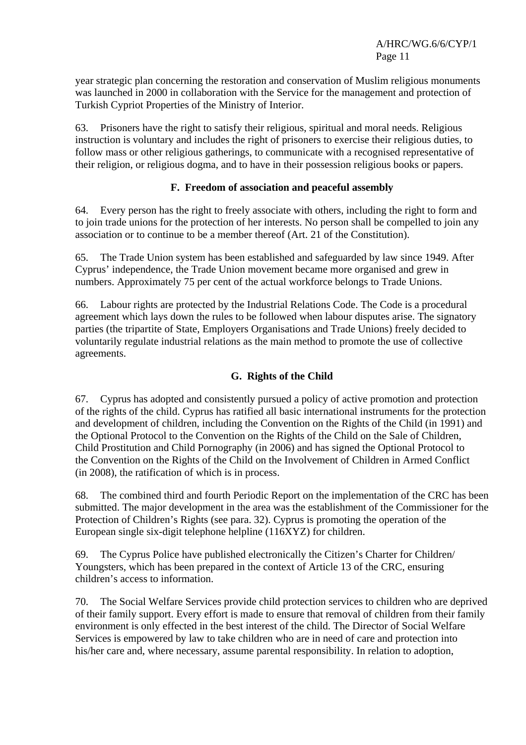year strategic plan concerning the restoration and conservation of Muslim religious monuments was launched in 2000 in collaboration with the Service for the management and protection of Turkish Cypriot Properties of the Ministry of Interior.

63. Prisoners have the right to satisfy their religious, spiritual and moral needs. Religious instruction is voluntary and includes the right of prisoners to exercise their religious duties, to follow mass or other religious gatherings, to communicate with a recognised representative of their religion, or religious dogma, and to have in their possession religious books or papers.

### F. Freedom of association and peaceful assembly

64. Every person has the right to freely associate with others, including the right to form and to join trade unions for the protection of her interests. No person shall be compelled to join any association or to continue to be a member thereof (Art. 21 of the Constitution).

65. The Trade Union system has been established and safeguarded by law since 1949. After Cyprus' independence, the Trade Union movement became more organised and grew in numbers. Approximately 75 per cent of the actual workforce belongs to Trade Unions.

66. Labour rights are protected by the Industrial Relations Code. The Code is a procedural agreement which lays down the rules to be followed when labour disputes arise. The signatory parties (the tripartite of State, Employers Organisations and Trade Unions) freely decided to voluntarily regulate industrial relations as the main method to promote the use of collective agreements.

### G. Rights of the Child

67. Cyprus has adopted and consistently pursued a policy of active promotion and protection of the rights of the child. Cyprus has ratified all basic international instruments for the protection and development of children, including the Convention on the Rights of the Child (in 1991) and the Optional Protocol to the Convention on the Rights of the Child on the Sale of Children, Child Prostitution and Child Pornography (in 2006) and has signed the Optional Protocol to the Convention on the Rights of the Child on the Involvement of Children in Armed Conflict (in 2008), the ratification of which is in process.

68. The combined third and fourth Periodic Report on the implementation of the CRC has been submitted. The major development in the area was the establishment of the Commissioner for the Protection of Children's Rights (see para. 32). Cyprus is promoting the operation of the European single six-digit telephone helpline (116XYZ) for children.

69. The Cyprus Police have published electronically the Citizen's Charter for Children/ Youngsters, which has been prepared in the context of Article 13 of the CRC, ensuring children's access to information.

70. The Social Welfare Services provide child protection services to children who are deprived of their family support. Every effort is made to ensure that removal of children from their family environment is only effected in the best interest of the child. The Director of Social Welfare Services is empowered by law to take children who are in need of care and protection into his/her care and, where necessary, assume parental responsibility. In relation to adoption,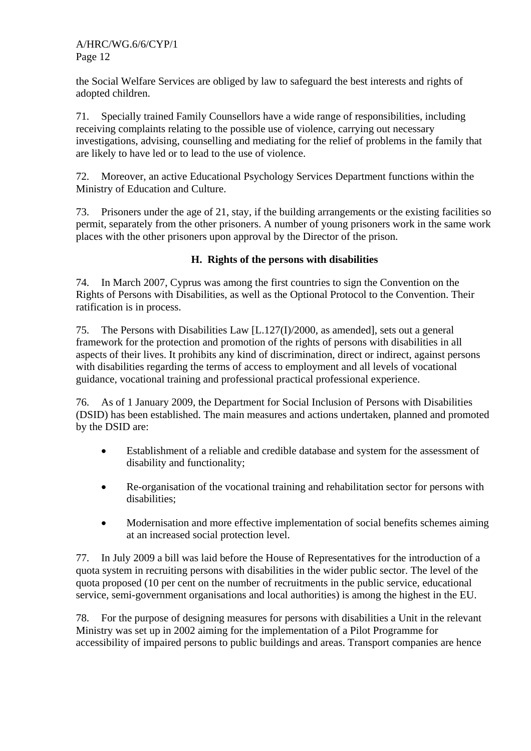the Social Welfare Services are obliged by law to safeguard the best interests and rights of adopted children.

71. Specially trained Family Counsellors have a wide range of responsibilities, including receiving complaints relating to the possible use of violence, carrying out necessary investigations, advising, counselling and mediating for the relief of problems in the family that are likely to have led or to lead to the use of violence.

72. Moreover, an active Educational Psychology Services Department functions within the Ministry of Education and Culture.

73. Prisoners under the age of 21, stay, if the building arrangements or the existing facilities so permit, separately from the other prisoners. A number of young prisoners work in the same work places with the other prisoners upon approval by the Director of the prison.

### H. Rights of the persons with disabilities

74. In March 2007, Cyprus was among the first countries to sign the Convention on the Rights of Persons with Disabilities, as well as the Optional Protocol to the Convention. Their ratification is in process.

75. The Persons with Disabilities Law [L.127(I)/2000, as amended], sets out a general framework for the protection and promotion of the rights of persons with disabilities in all aspects of their lives. It prohibits any kind of discrimination, direct or indirect, against persons with disabilities regarding the terms of access to employment and all levels of vocational guidance, vocational training and professional practical professional experience.

76. As of 1 January 2009, the Department for Social Inclusion of Persons with Disabilities (DSID) has been established. The main measures and actions undertaken, planned and promoted by the DSID are:

- Establishment of a reliable and credible database and system for the assessment of disability and functionality;
- Re-organisation of the vocational training and rehabilitation sector for persons with disabilities;
- Modernisation and more effective implementation of social benefits schemes aiming at an increased social protection level.

77. In July 2009 a bill was laid before the House of Representatives for the introduction of a quota system in recruiting persons with disabilities in the wider public sector. The level of the quota proposed (10 per cent on the number of recruitments in the public service, educational service, semi-government organisations and local authorities) is among the highest in the EU.

78. For the purpose of designing measures for persons with disabilities a Unit in the relevant Ministry was set up in 2002 aiming for the implementation of a Pilot Programme for accessibility of impaired persons to public buildings and areas. Transport companies are hence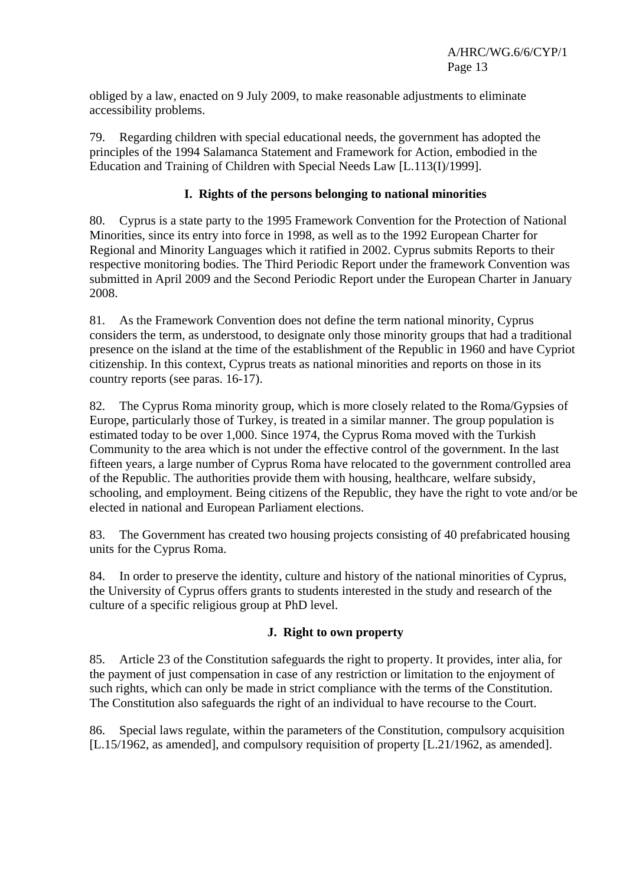obliged by a law, enacted on 9 July 2009, to make reasonable adjustments to eliminate accessibility problems.

79. Regarding children with special educational needs, the government has adopted the principles of the 1994 Salamanca Statement and Framework for Action, embodied in the Education and Training of Children with Special Needs Law [L.113(I)/1999].

### I. Rights of the persons belonging to national minorities

80. Cyprus is a state party to the 1995 Framework Convention for the Protection of National Minorities, since its entry into force in 1998, as well as to the 1992 European Charter for Regional and Minority Languages which it ratified in 2002. Cyprus submits Reports to their respective monitoring bodies. The Third Periodic Report under the framework Convention was submitted in April 2009 and the Second Periodic Report under the European Charter in January 2008.

81. As the Framework Convention does not define the term national minority, Cyprus considers the term, as understood, to designate only those minority groups that had a traditional presence on the island at the time of the establishment of the Republic in 1960 and have Cypriot citizenship. In this context, Cyprus treats as national minorities and reports on those in its country reports (see paras. 16-17).

82. The Cyprus Roma minority group, which is more closely related to the Roma/Gypsies of Europe, particularly those of Turkey, is treated in a similar manner. The group population is estimated today to be over 1,000. Since 1974, the Cyprus Roma moved with the Turkish Community to the area which is not under the effective control of the government. In the last fifteen years, a large number of Cyprus Roma have relocated to the government controlled area of the Republic. The authorities provide them with housing, healthcare, welfare subsidy, schooling, and employment. Being citizens of the Republic, they have the right to vote and/or be elected in national and European Parliament elections.

83. The Government has created two housing projects consisting of 40 prefabricated housing units for the Cyprus Roma.

84. In order to preserve the identity, culture and history of the national minorities of Cyprus, the University of Cyprus offers grants to students interested in the study and research of the culture of a specific religious group at PhD level.

### J. Right to own property

85. Article 23 of the Constitution safeguards the right to property. It provides, inter alia, for the payment of just compensation in case of any restriction or limitation to the enjoyment of such rights, which can only be made in strict compliance with the terms of the Constitution. The Constitution also safeguards the right of an individual to have recourse to the Court.

86. Special laws regulate, within the parameters of the Constitution, compulsory acquisition [L.15/1962, as amended], and compulsory requisition of property [L.21/1962, as amended].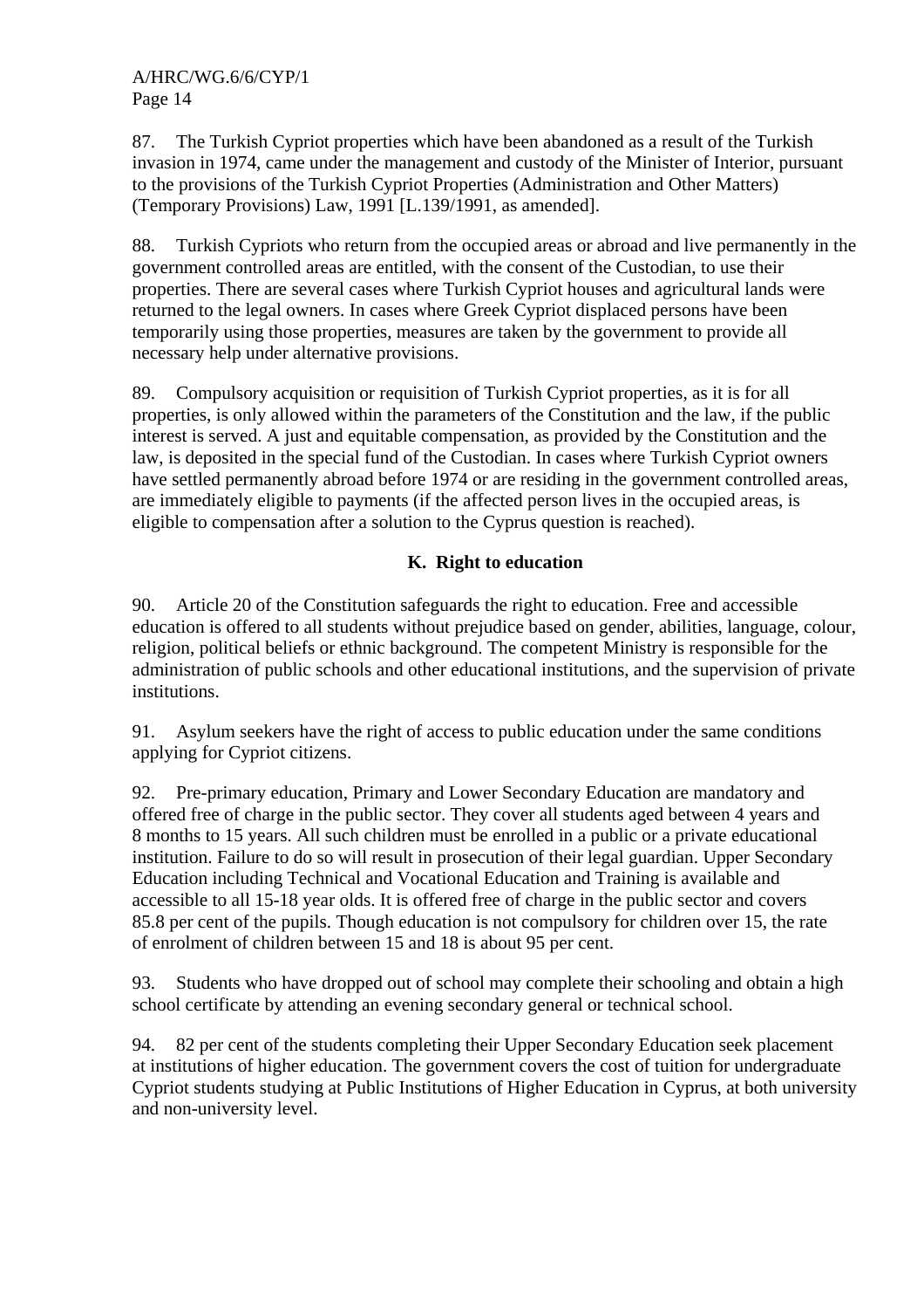87. The Turkish Cypriot properties which have been abandoned as a result of the Turkish invasion in 1974, came under the management and custody of the Minister of Interior, pursuant to the provisions of the Turkish Cypriot Properties (Administration and Other Matters) (Temporary Provisions) Law, 1991 [L.139/1991, as amended].

88. Turkish Cypriots who return from the occupied areas or abroad and live permanently in the government controlled areas are entitled, with the consent of the Custodian, to use their properties. There are several cases where Turkish Cypriot houses and agricultural lands were returned to the legal owners. In cases where Greek Cypriot displaced persons have been temporarily using those properties, measures are taken by the government to provide all necessary help under alternative provisions.

89. Compulsory acquisition or requisition of Turkish Cypriot properties, as it is for all properties, is only allowed within the parameters of the Constitution and the law, if the public interest is served. A just and equitable compensation, as provided by the Constitution and the law, is deposited in the special fund of the Custodian. In cases where Turkish Cypriot owners have settled permanently abroad before 1974 or are residing in the government controlled areas, are immediately eligible to payments (if the affected person lives in the occupied areas, is eligible to compensation after a solution to the Cyprus question is reached).

### K. Right to education

90. Article 20 of the Constitution safeguards the right to education. Free and accessible education is offered to all students without prejudice based on gender, abilities, language, colour, religion, political beliefs or ethnic background. The competent Ministry is responsible for the administration of public schools and other educational institutions, and the supervision of private institutions.

91. Asylum seekers have the right of access to public education under the same conditions applying for Cypriot citizens.

92. Pre-primary education, Primary and Lower Secondary Education are mandatory and offered free of charge in the public sector. They cover all students aged between 4 years and 8 months to 15 years. All such children must be enrolled in a public or a private educational institution. Failure to do so will result in prosecution of their legal guardian. Upper Secondary Education including Technical and Vocational Education and Training is available and accessible to all 15-18 year olds. It is offered free of charge in the public sector and covers 85.8 per cent of the pupils. Though education is not compulsory for children over 15, the rate of enrolment of children between 15 and 18 is about 95 per cent.

93. Students who have dropped out of school may complete their schooling and obtain a high school certificate by attending an evening secondary general or technical school.

94. 82 per cent of the students completing their Upper Secondary Education seek placement at institutions of higher education. The government covers the cost of tuition for undergraduate Cypriot students studying at Public Institutions of Higher Education in Cyprus, at both university and non-university level.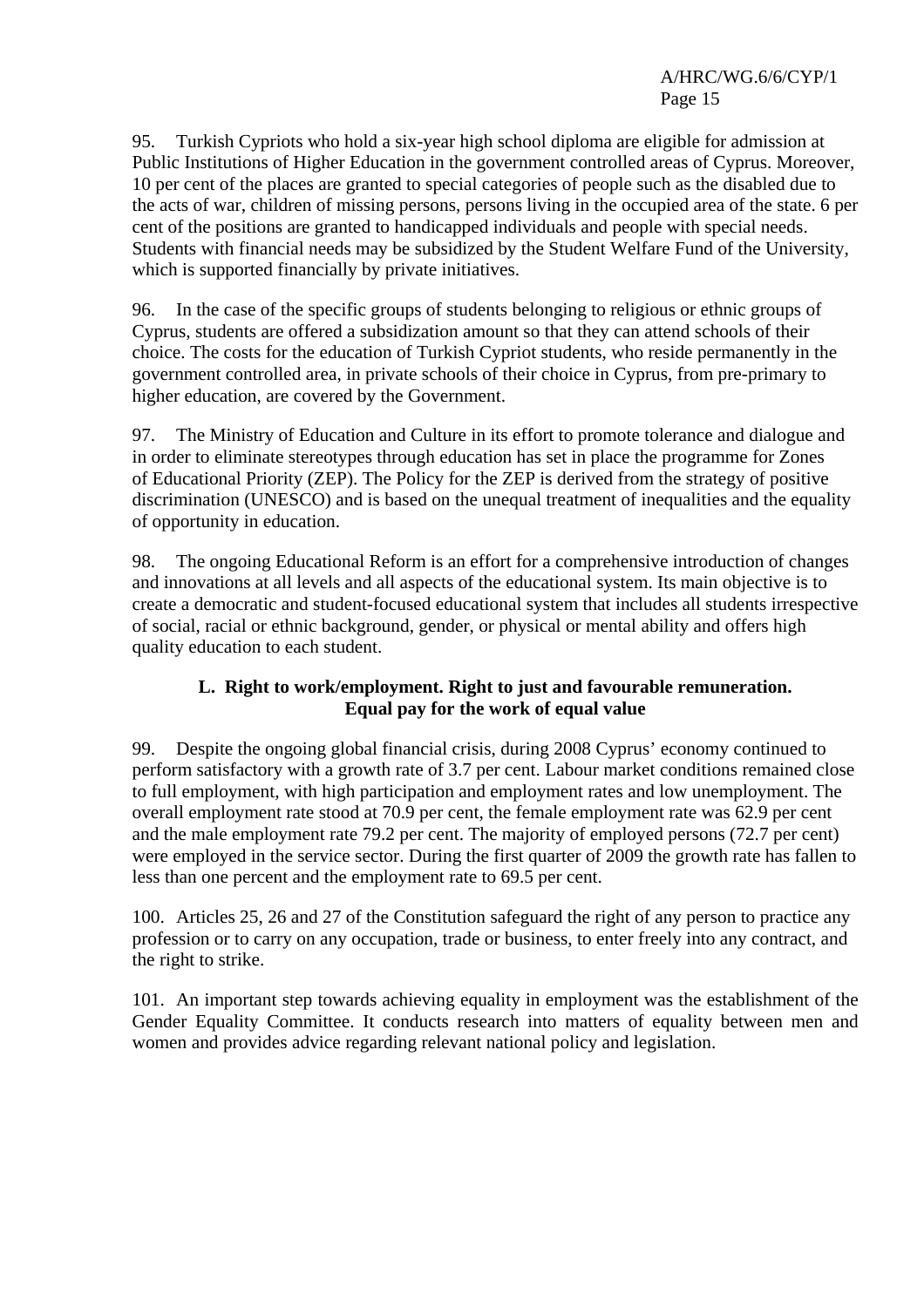95. Turkish Cypriots who hold a six-year high school diploma are eligible for admission at Public Institutions of Higher Education in the government controlled areas of Cyprus. Moreover, 10 per cent of the places are granted to special categories of people such as the disabled due to the acts of war, children of missing persons, persons living in the occupied area of the state. 6 per cent of the positions are granted to handicapped individuals and people with special needs. Students with financial needs may be subsidized by the Student Welfare Fund of the University, which is supported financially by private initiatives.

96. In the case of the specific groups of students belonging to religious or ethnic groups of Cyprus, students are offered a subsidization amount so that they can attend schools of their choice. The costs for the education of Turkish Cypriot students, who reside permanently in the government controlled area, in private schools of their choice in Cyprus, from pre-primary to higher education, are covered by the Government.

97. The Ministry of Education and Culture in its effort to promote tolerance and dialogue and in order to eliminate stereotypes through education has set in place the programme for Zones of Educational Priority (ZEP). The Policy for the ZEP is derived from the strategy of positive discrimination (UNESCO) and is based on the unequal treatment of inequalities and the equality of opportunity in education.

98. The ongoing Educational Reform is an effort for a comprehensive introduction of changes and innovations at all levels and all aspects of the educational system. Its main objective is to create a democratic and student-focused educational system that includes all students irrespective of social, racial or ethnic background, gender, or physical or mental ability and offers high quality education to each student.

### L. Right to work/employment. Right to just and favourable remuneration. Equal pay for the work of equal value

99. Despite the ongoing global financial crisis, during 2008 Cyprus' economy continued to perform satisfactory with a growth rate of 3.7 per cent. Labour market conditions remained close to full employment, with high participation and employment rates and low unemployment. The overall employment rate stood at 70.9 per cent, the female employment rate was 62.9 per cent and the male employment rate 79.2 per cent. The majority of employed persons (72.7 per cent) were employed in the service sector. During the first quarter of 2009 the growth rate has fallen to less than one percent and the employment rate to 69.5 per cent.

100. Articles 25, 26 and 27 of the Constitution safeguard the right of any person to practice any profession or to carry on any occupation, trade or business, to enter freely into any contract, and the right to strike.

101. An important step towards achieving equality in employment was the establishment of the Gender Equality Committee. It conducts research into matters of equality between men and women and provides advice regarding relevant national policy and legislation.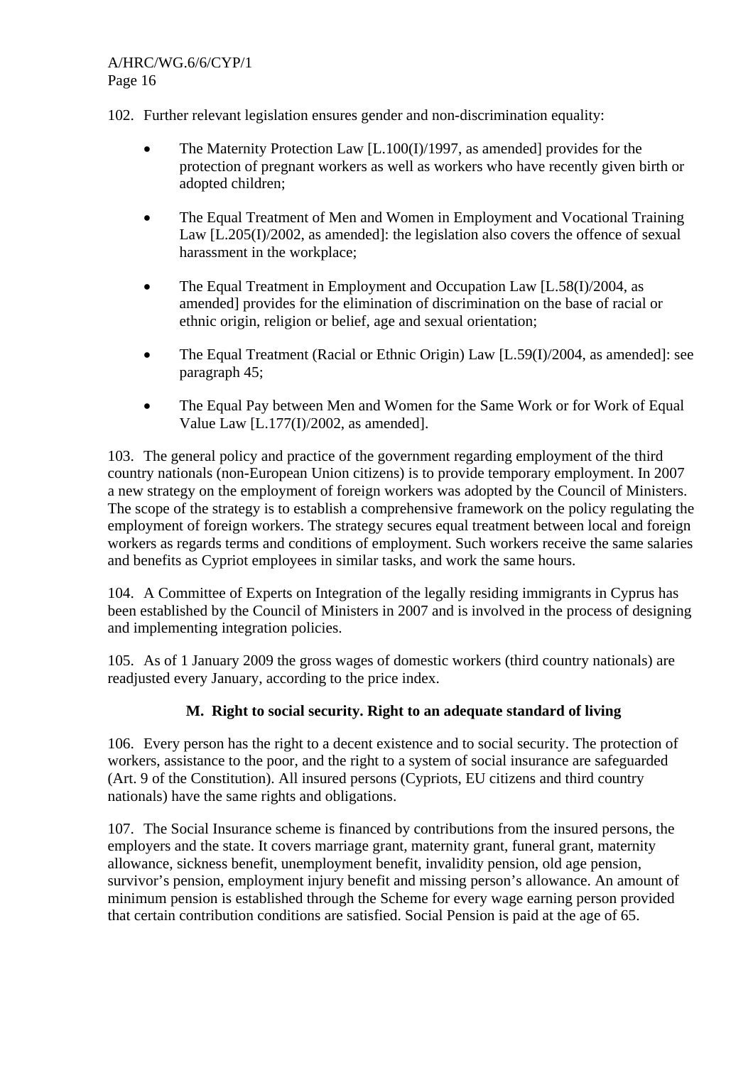102. Further relevant legislation ensures gender and non-discrimination equality:

- The Maternity Protection Law [L.100(I)/1997, as amended] provides for the protection of pregnant workers as well as workers who have recently given birth or adopted children;

- The Equal Treatment of Men and Women in Employment and Vocational Training Law [L.205(I)/2002, as amended]: the legislation also covers the offence of sexual harassment in the workplace;

- The Equal Treatment in Employment and Occupation Law [L.58(I)/2004, as amended] provides for the elimination of discrimination on the base of racial or ethnic origin, religion or belief, age and sexual orientation;

- The Equal Treatment (Racial or Ethnic Origin) Law [L.59(I)/2004, as amended]: see paragraph 45;

- The Equal Pay between Men and Women for the Same Work or for Work of Equal Value Law [L.177(I)/2002, as amended].

103. The general policy and practice of the government regarding employment of the third country nationals (non-European Union citizens) is to provide temporary employment. In 2007 a new strategy on the employment of foreign workers was adopted by the Council of Ministers. The scope of the strategy is to establish a comprehensive framework on the policy regulating the employment of foreign workers. The strategy secures equal treatment between local and foreign workers as regards terms and conditions of employment. Such workers receive the same salaries and benefits as Cypriot employees in similar tasks, and work the same hours.

104. A Committee of Experts on Integration of the legally residing immigrants in Cyprus has been established by the Council of Ministers in 2007 and is involved in the process of designing and implementing integration policies.

105. As of 1 January 2009 the gross wages of domestic workers (third country nationals) are readjusted every January, according to the price index.

### M. Right to social security. Right to an adequate standard of living

106. Every person has the right to a decent existence and to social security. The protection of workers, assistance to the poor, and the right to a system of social insurance are safeguarded (Art. 9 of the Constitution). All insured persons (Cypriots, EU citizens and third country nationals) have the same rights and obligations.

107. The Social Insurance scheme is financed by contributions from the insured persons, the employers and the state. It covers marriage grant, maternity grant, funeral grant, maternity allowance, sickness benefit, unemployment benefit, invalidity pension, old age pension, survivor's pension, employment injury benefit and missing person's allowance. An amount of minimum pension is established through the Scheme for every wage earning person provided that certain contribution conditions are satisfied. Social Pension is paid at the age of 65.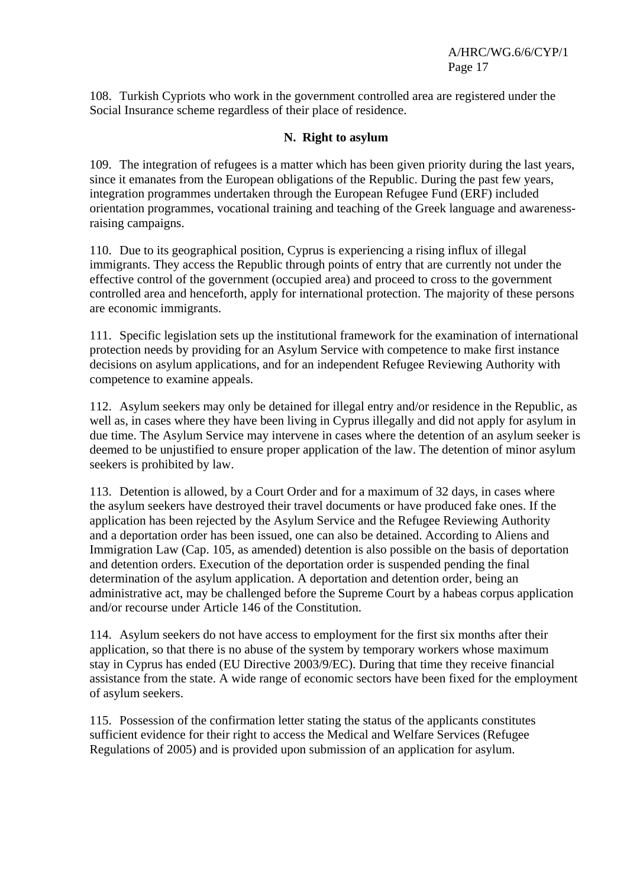108. Turkish Cypriots who work in the government controlled area are registered under the Social Insurance scheme regardless of their place of residence.

### N. Right to asylum

109. The integration of refugees is a matter which has been given priority during the last years, since it emanates from the European obligations of the Republic. During the past few years, integration programmes undertaken through the European Refugee Fund (ERF) included orientation programmes, vocational training and teaching of the Greek language and awareness-raising campaigns.

110. Due to its geographical position, Cyprus is experiencing a rising influx of illegal immigrants. They access the Republic through points of entry that are currently not under the effective control of the government (occupied area) and proceed to cross to the government controlled area and henceforth, apply for international protection. The majority of these persons are economic immigrants.

111. Specific legislation sets up the institutional framework for the examination of international protection needs by providing for an Asylum Service with competence to make first instance decisions on asylum applications, and for an independent Refugee Reviewing Authority with competence to examine appeals.

112. Asylum seekers may only be detained for illegal entry and/or residence in the Republic, as well as, in cases where they have been living in Cyprus illegally and did not apply for asylum in due time. The Asylum Service may intervene in cases where the detention of an asylum seeker is deemed to be unjustified to ensure proper application of the law. The detention of minor asylum seekers is prohibited by law.

113. Detention is allowed, by a Court Order and for a maximum of 32 days, in cases where the asylum seekers have destroyed their travel documents or have produced fake ones. If the application has been rejected by the Asylum Service and the Refugee Reviewing Authority and a deportation order has been issued, one can also be detained. According to Aliens and Immigration Law (Cap. 105, as amended) detention is also possible on the basis of deportation and detention orders. Execution of the deportation order is suspended pending the final determination of the asylum application. A deportation and detention order, being an administrative act, may be challenged before the Supreme Court by a habeas corpus application and/or recourse under Article 146 of the Constitution.

114. Asylum seekers do not have access to employment for the first six months after their application, so that there is no abuse of the system by temporary workers whose maximum stay in Cyprus has ended (EU Directive 2003/9/EC). During that time they receive financial assistance from the state. A wide range of economic sectors have been fixed for the employment of asylum seekers.

115. Possession of the confirmation letter stating the status of the applicants constitutes sufficient evidence for their right to access the Medical and Welfare Services (Refugee Regulations of 2005) and is provided upon submission of an application for asylum.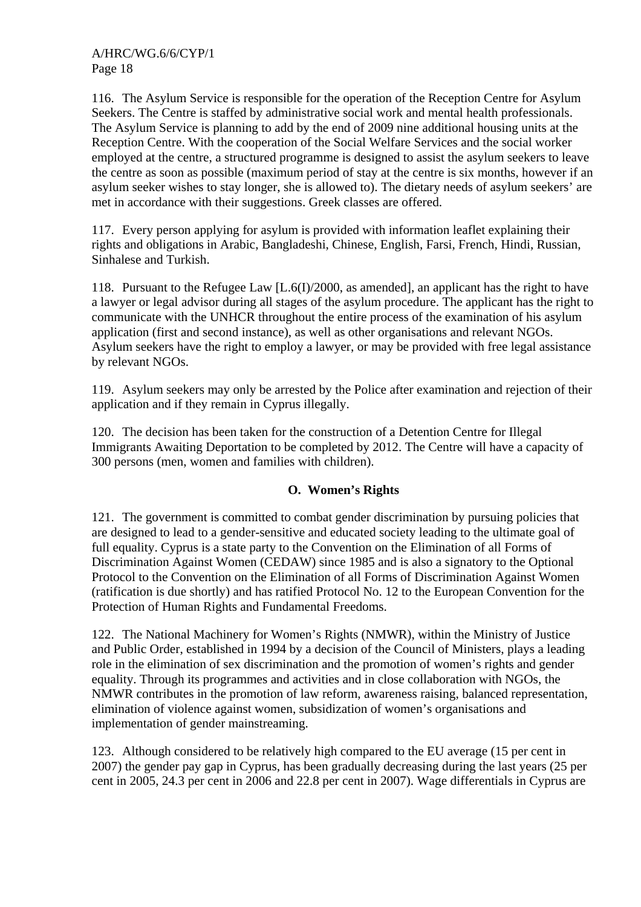116. The Asylum Service is responsible for the operation of the Reception Centre for Asylum Seekers. The Centre is staffed by administrative social work and mental health professionals. The Asylum Service is planning to add by the end of 2009 nine additional housing units at the Reception Centre. With the cooperation of the Social Welfare Services and the social worker employed at the centre, a structured programme is designed to assist the asylum seekers to leave the centre as soon as possible (maximum period of stay at the centre is six months, however if an asylum seeker wishes to stay longer, she is allowed to). The dietary needs of asylum seekers' are met in accordance with their suggestions. Greek classes are offered.

117. Every person applying for asylum is provided with information leaflet explaining their rights and obligations in Arabic, Bangladeshi, Chinese, English, Farsi, French, Hindi, Russian, Sinhalese and Turkish.

118. Pursuant to the Refugee Law [L.6(I)/2000, as amended], an applicant has the right to have a lawyer or legal advisor during all stages of the asylum procedure. The applicant has the right to communicate with the UNHCR throughout the entire process of the examination of his asylum application (first and second instance), as well as other organisations and relevant NGOs. Asylum seekers have the right to employ a lawyer, or may be provided with free legal assistance by relevant NGOs.

119. Asylum seekers may only be arrested by the Police after examination and rejection of their application and if they remain in Cyprus illegally.

120. The decision has been taken for the construction of a Detention Centre for Illegal Immigrants Awaiting Deportation to be completed by 2012. The Centre will have a capacity of 300 persons (men, women and families with children).

## O. Women's Rights

121. The government is committed to combat gender discrimination by pursuing policies that are designed to lead to a gender-sensitive and educated society leading to the ultimate goal of full equality. Cyprus is a state party to the Convention on the Elimination of all Forms of Discrimination Against Women (CEDAW) since 1985 and is also a signatory to the Optional Protocol to the Convention on the Elimination of all Forms of Discrimination Against Women (ratification is due shortly) and has ratified Protocol No. 12 to the European Convention for the Protection of Human Rights and Fundamental Freedoms.

122. The National Machinery for Women's Rights (NMWR), within the Ministry of Justice and Public Order, established in 1994 by a decision of the Council of Ministers, plays a leading role in the elimination of sex discrimination and the promotion of women's rights and gender equality. Through its programmes and activities and in close collaboration with NGOs, the NMWR contributes in the promotion of law reform, awareness raising, balanced representation, elimination of violence against women, subsidization of women's organisations and implementation of gender mainstreaming.

123. Although considered to be relatively high compared to the EU average (15 per cent in 2007) the gender pay gap in Cyprus, has been gradually decreasing during the last years (25 per cent in 2005, 24.3 per cent in 2006 and 22.8 per cent in 2007). Wage differentials in Cyprus are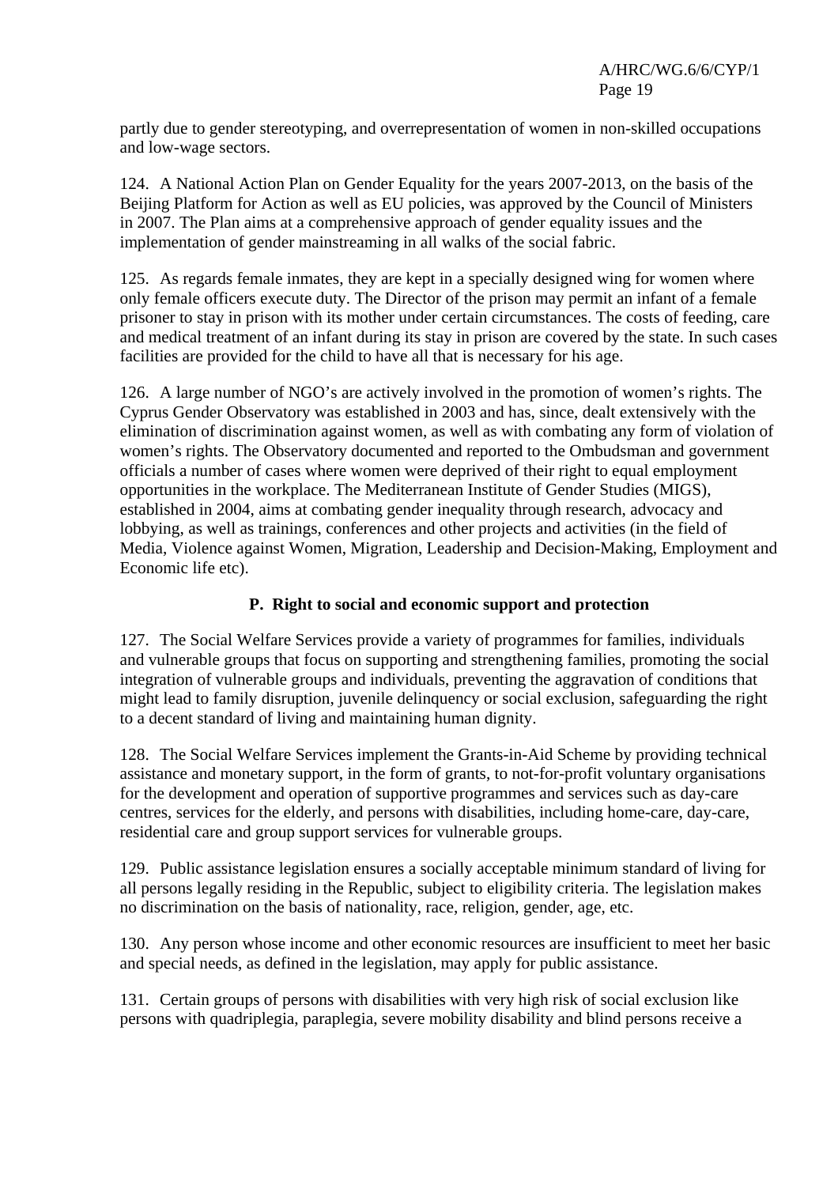partly due to gender stereotyping, and overrepresentation of women in non-skilled occupations and low-wage sectors.

124. A National Action Plan on Gender Equality for the years 2007-2013, on the basis of the Beijing Platform for Action as well as EU policies, was approved by the Council of Ministers in 2007. The Plan aims at a comprehensive approach of gender equality issues and the implementation of gender mainstreaming in all walks of the social fabric.

125. As regards female inmates, they are kept in a specially designed wing for women where only female officers execute duty. The Director of the prison may permit an infant of a female prisoner to stay in prison with its mother under certain circumstances. The costs of feeding, care and medical treatment of an infant during its stay in prison are covered by the state. In such cases facilities are provided for the child to have all that is necessary for his age.

126. A large number of NGO's are actively involved in the promotion of women's rights. The Cyprus Gender Observatory was established in 2003 and has, since, dealt extensively with the elimination of discrimination against women, as well as with combating any form of violation of women's rights. The Observatory documented and reported to the Ombudsman and government officials a number of cases where women were deprived of their right to equal employment opportunities in the workplace. The Mediterranean Institute of Gender Studies (MIGS), established in 2004, aims at combating gender inequality through research, advocacy and lobbying, as well as trainings, conferences and other projects and activities (in the field of Media, Violence against Women, Migration, Leadership and Decision-Making, Employment and Economic life etc).

### P. Right to social and economic support and protection

127. The Social Welfare Services provide a variety of programmes for families, individuals and vulnerable groups that focus on supporting and strengthening families, promoting the social integration of vulnerable groups and individuals, preventing the aggravation of conditions that might lead to family disruption, juvenile delinquency or social exclusion, safeguarding the right to a decent standard of living and maintaining human dignity.

128. The Social Welfare Services implement the Grants-in-Aid Scheme by providing technical assistance and monetary support, in the form of grants, to not-for-profit voluntary organisations for the development and operation of supportive programmes and services such as day-care centres, services for the elderly, and persons with disabilities, including home-care, day-care, residential care and group support services for vulnerable groups.

129. Public assistance legislation ensures a socially acceptable minimum standard of living for all persons legally residing in the Republic, subject to eligibility criteria. The legislation makes no discrimination on the basis of nationality, race, religion, gender, age, etc.

130. Any person whose income and other economic resources are insufficient to meet her basic and special needs, as defined in the legislation, may apply for public assistance.

131. Certain groups of persons with disabilities with very high risk of social exclusion like persons with quadriplegia, paraplegia, severe mobility disability and blind persons receive a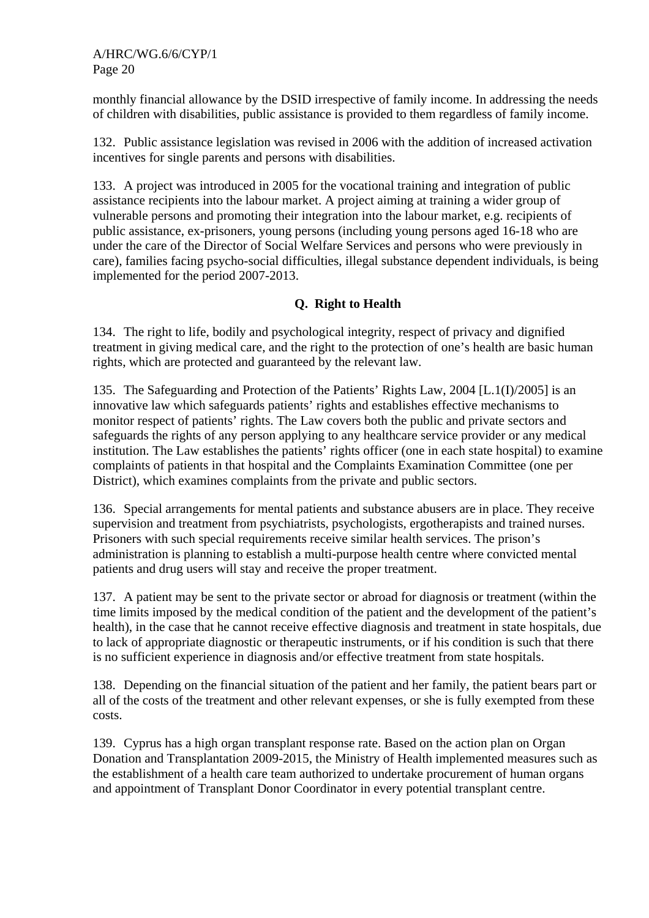monthly financial allowance by the DSID irrespective of family income. In addressing the needs of children with disabilities, public assistance is provided to them regardless of family income.

132. Public assistance legislation was revised in 2006 with the addition of increased activation incentives for single parents and persons with disabilities.

133. A project was introduced in 2005 for the vocational training and integration of public assistance recipients into the labour market. A project aiming at training a wider group of vulnerable persons and promoting their integration into the labour market, e.g. recipients of public assistance, ex-prisoners, young persons (including young persons aged 16-18 who are under the care of the Director of Social Welfare Services and persons who were previously in care), families facing psycho-social difficulties, illegal substance dependent individuals, is being implemented for the period 2007-2013.

## Q. Right to Health

134. The right to life, bodily and psychological integrity, respect of privacy and dignified treatment in giving medical care, and the right to the protection of one's health are basic human rights, which are protected and guaranteed by the relevant law.

135. The Safeguarding and Protection of the Patients' Rights Law, 2004 [L.1(I)/2005] is an innovative law which safeguards patients' rights and establishes effective mechanisms to monitor respect of patients' rights. The Law covers both the public and private sectors and safeguards the rights of any person applying to any healthcare service provider or any medical institution. The Law establishes the patients' rights officer (one in each state hospital) to examine complaints of patients in that hospital and the Complaints Examination Committee (one per District), which examines complaints from the private and public sectors.

136. Special arrangements for mental patients and substance abusers are in place. They receive supervision and treatment from psychiatrists, psychologists, ergotherapists and trained nurses. Prisoners with such special requirements receive similar health services. The prison's administration is planning to establish a multi-purpose health centre where convicted mental patients and drug users will stay and receive the proper treatment.

137. A patient may be sent to the private sector or abroad for diagnosis or treatment (within the time limits imposed by the medical condition of the patient and the development of the patient's health), in the case that he cannot receive effective diagnosis and treatment in state hospitals, due to lack of appropriate diagnostic or therapeutic instruments, or if his condition is such that there is no sufficient experience in diagnosis and/or effective treatment from state hospitals.

138. Depending on the financial situation of the patient and her family, the patient bears part or all of the costs of the treatment and other relevant expenses, or she is fully exempted from these costs.

139. Cyprus has a high organ transplant response rate. Based on the action plan on Organ Donation and Transplantation 2009-2015, the Ministry of Health implemented measures such as the establishment of a health care team authorized to undertake procurement of human organs and appointment of Transplant Donor Coordinator in every potential transplant centre.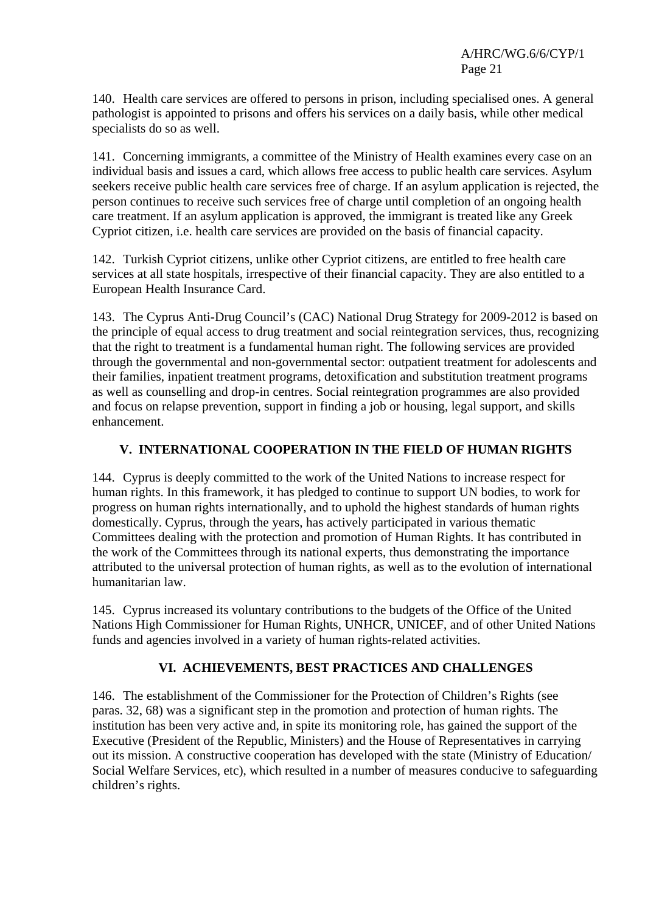140. Health care services are offered to persons in prison, including specialised ones. A general pathologist is appointed to prisons and offers his services on a daily basis, while other medical specialists do so as well.

141. Concerning immigrants, a committee of the Ministry of Health examines every case on an individual basis and issues a card, which allows free access to public health care services. Asylum seekers receive public health care services free of charge. If an asylum application is rejected, the person continues to receive such services free of charge until completion of an ongoing health care treatment. If an asylum application is approved, the immigrant is treated like any Greek Cypriot citizen, i.e. health care services are provided on the basis of financial capacity.

142. Turkish Cypriot citizens, unlike other Cypriot citizens, are entitled to free health care services at all state hospitals, irrespective of their financial capacity. They are also entitled to a European Health Insurance Card.

143. The Cyprus Anti-Drug Council's (CAC) National Drug Strategy for 2009-2012 is based on the principle of equal access to drug treatment and social reintegration services, thus, recognizing that the right to treatment is a fundamental human right. The following services are provided through the governmental and non-governmental sector: outpatient treatment for adolescents and their families, inpatient treatment programs, detoxification and substitution treatment programs as well as counselling and drop-in centres. Social reintegration programmes are also provided and focus on relapse prevention, support in finding a job or housing, legal support, and skills enhancement.

## V. INTERNATIONAL COOPERATION IN THE FIELD OF HUMAN RIGHTS

144. Cyprus is deeply committed to the work of the United Nations to increase respect for human rights. In this framework, it has pledged to continue to support UN bodies, to work for progress on human rights internationally, and to uphold the highest standards of human rights domestically. Cyprus, through the years, has actively participated in various thematic Committees dealing with the protection and promotion of Human Rights. It has contributed in the work of the Committees through its national experts, thus demonstrating the importance attributed to the universal protection of human rights, as well as to the evolution of international humanitarian law.

145. Cyprus increased its voluntary contributions to the budgets of the Office of the United Nations High Commissioner for Human Rights, UNHCR, UNICEF, and of other United Nations funds and agencies involved in a variety of human rights-related activities.

## VI. ACHIEVEMENTS, BEST PRACTICES AND CHALLENGES

146. The establishment of the Commissioner for the Protection of Children's Rights (see paras. 32, 68) was a significant step in the promotion and protection of human rights. The institution has been very active and, in spite its monitoring role, has gained the support of the Executive (President of the Republic, Ministers) and the House of Representatives in carrying out its mission. A constructive cooperation has developed with the state (Ministry of Education/ Social Welfare Services, etc), which resulted in a number of measures conducive to safeguarding children's rights.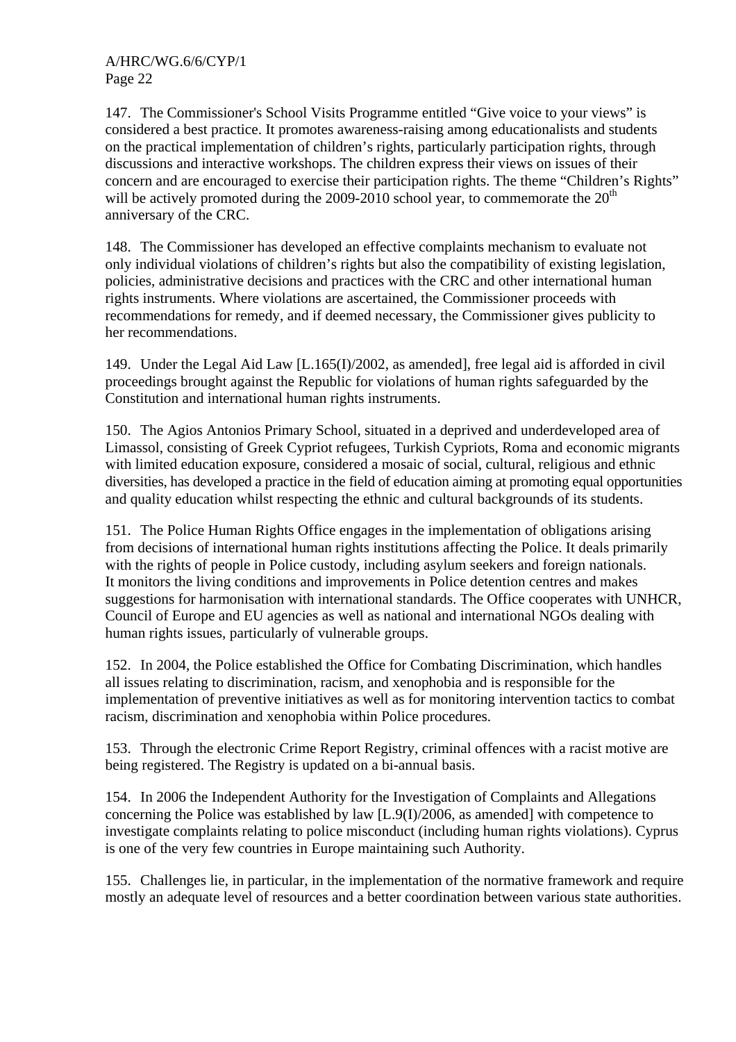147. The Commissioner's School Visits Programme entitled "Give voice to your views" is considered a best practice. It promotes awareness-raising among educationalists and students on the practical implementation of children's rights, particularly participation rights, through discussions and interactive workshops. The children express their views on issues of their concern and are encouraged to exercise their participation rights. The theme "Children's Rights" will be actively promoted during the 2009-2010 school year, to commemorate the 20th anniversary of the CRC.

148. The Commissioner has developed an effective complaints mechanism to evaluate not only individual violations of children's rights but also the compatibility of existing legislation, policies, administrative decisions and practices with the CRC and other international human rights instruments. Where violations are ascertained, the Commissioner proceeds with recommendations for remedy, and if deemed necessary, the Commissioner gives publicity to her recommendations.

149. Under the Legal Aid Law [L.165(I)/2002, as amended], free legal aid is afforded in civil proceedings brought against the Republic for violations of human rights safeguarded by the Constitution and international human rights instruments.

150. The Agios Antonios Primary School, situated in a deprived and underdeveloped area of Limassol, consisting of Greek Cypriot refugees, Turkish Cypriots, Roma and economic migrants with limited education exposure, considered a mosaic of social, cultural, religious and ethnic diversities, has developed a practice in the field of education aiming at promoting equal opportunities and quality education whilst respecting the ethnic and cultural backgrounds of its students.

151. The Police Human Rights Office engages in the implementation of obligations arising from decisions of international human rights institutions affecting the Police. It deals primarily with the rights of people in Police custody, including asylum seekers and foreign nationals. It monitors the living conditions and improvements in Police detention centres and makes suggestions for harmonisation with international standards. The Office cooperates with UNHCR, Council of Europe and EU agencies as well as national and international NGOs dealing with human rights issues, particularly of vulnerable groups.

152. In 2004, the Police established the Office for Combating Discrimination, which handles all issues relating to discrimination, racism, and xenophobia and is responsible for the implementation of preventive initiatives as well as for monitoring intervention tactics to combat racism, discrimination and xenophobia within Police procedures.

153. Through the electronic Crime Report Registry, criminal offences with a racist motive are being registered. The Registry is updated on a bi-annual basis.

154. In 2006 the Independent Authority for the Investigation of Complaints and Allegations concerning the Police was established by law [L.9(I)/2006, as amended] with competence to investigate complaints relating to police misconduct (including human rights violations). Cyprus is one of the very few countries in Europe maintaining such Authority.

155. Challenges lie, in particular, in the implementation of the normative framework and require mostly an adequate level of resources and a better coordination between various state authorities.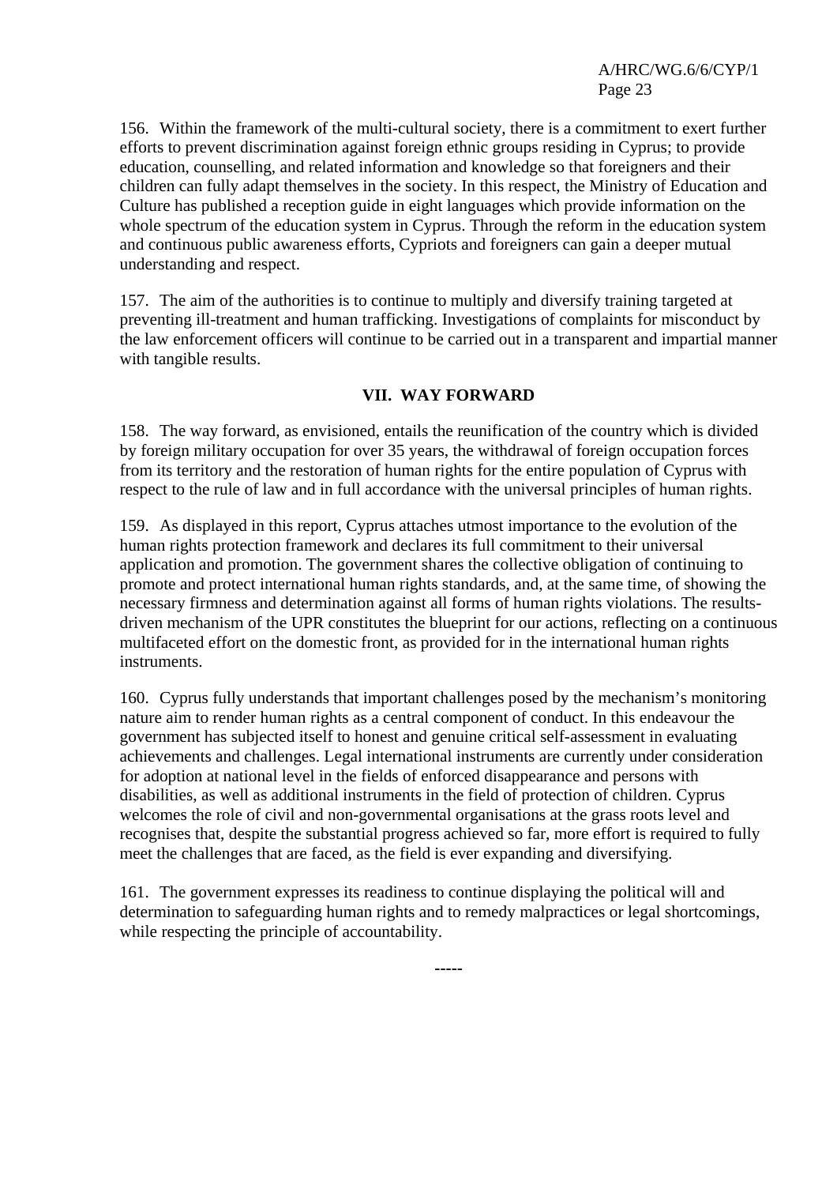156. Within the framework of the multi-cultural society, there is a commitment to exert further efforts to prevent discrimination against foreign ethnic groups residing in Cyprus; to provide education, counselling, and related information and knowledge so that foreigners and their children can fully adapt themselves in the society. In this respect, the Ministry of Education and Culture has published a reception guide in eight languages which provide information on the whole spectrum of the education system in Cyprus. Through the reform in the education system and continuous public awareness efforts, Cypriots and foreigners can gain a deeper mutual understanding and respect.

157. The aim of the authorities is to continue to multiply and diversify training targeted at preventing ill-treatment and human trafficking. Investigations of complaints for misconduct by the law enforcement officers will continue to be carried out in a transparent and impartial manner with tangible results.

## VII. WAY FORWARD

158. The way forward, as envisioned, entails the reunification of the country which is divided by foreign military occupation for over 35 years, the withdrawal of foreign occupation forces from its territory and the restoration of human rights for the entire population of Cyprus with respect to the rule of law and in full accordance with the universal principles of human rights.

159. As displayed in this report, Cyprus attaches utmost importance to the evolution of the human rights protection framework and declares its full commitment to their universal application and promotion. The government shares the collective obligation of continuing to promote and protect international human rights standards, and, at the same time, of showing the necessary firmness and determination against all forms of human rights violations. The results-driven mechanism of the UPR constitutes the blueprint for our actions, reflecting on a continuous multifaceted effort on the domestic front, as provided for in the international human rights instruments.

160. Cyprus fully understands that important challenges posed by the mechanism's monitoring nature aim to render human rights as a central component of conduct. In this endeavour the government has subjected itself to honest and genuine critical self-assessment in evaluating achievements and challenges. Legal international instruments are currently under consideration for adoption at national level in the fields of enforced disappearance and persons with disabilities, as well as additional instruments in the field of protection of children. Cyprus welcomes the role of civil and non-governmental organisations at the grass roots level and recognises that, despite the substantial progress achieved so far, more effort is required to fully meet the challenges that are faced, as the field is ever expanding and diversifying.

161. The government expresses its readiness to continue displaying the political will and determination to safeguarding human rights and to remedy malpractices or legal shortcomings, while respecting the principle of accountability.

-----